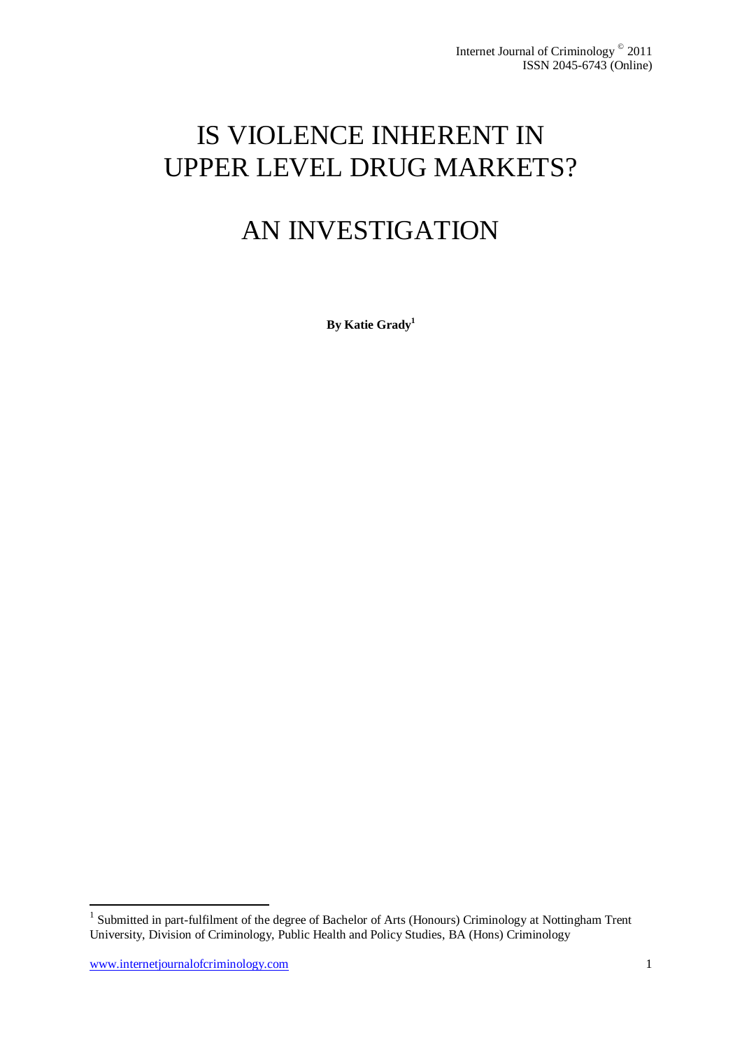# IS VIOLENCE INHERENT IN UPPER LEVEL DRUG MARKETS?

# AN INVESTIGATION

**By Katie Grady[1]**

[1] Submitted in part-fulfilment of the degree of Bachelor of Arts (Honours) Criminology at Nottingham Trent University, Division of Criminology, Public Health and Policy Studies, BA (Hons) Criminology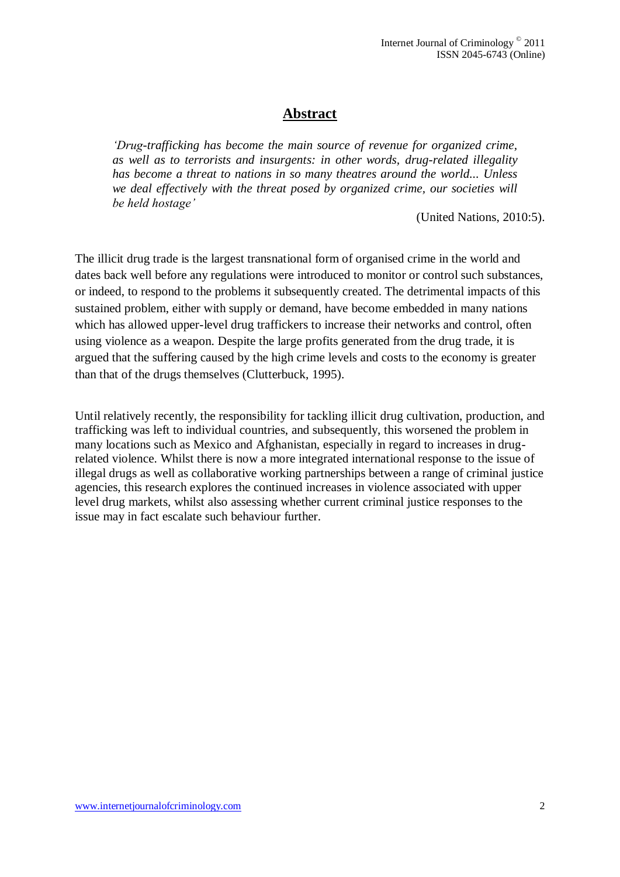## Abstract

> *'Drug-trafficking has become the main source of revenue for organized crime, as well as to terrorists and insurgents: in other words, drug-related illegality has become a threat to nations in so many theatres around the world... Unless we deal effectively with the threat posed by organized crime, our societies will be held hostage'*
>
> (United Nations, 2010:5).

The illicit drug trade is the largest transnational form of organised crime in the world and dates back well before any regulations were introduced to monitor or control such substances, or indeed, to respond to the problems it subsequently created. The detrimental impacts of this sustained problem, either with supply or demand, have become embedded in many nations which has allowed upper-level drug traffickers to increase their networks and control, often using violence as a weapon. Despite the large profits generated from the drug trade, it is argued that the suffering caused by the high crime levels and costs to the economy is greater than that of the drugs themselves (Clutterbuck, 1995).

Until relatively recently, the responsibility for tackling illicit drug cultivation, production, and trafficking was left to individual countries, and subsequently, this worsened the problem in many locations such as Mexico and Afghanistan, especially in regard to increases in drug-related violence. Whilst there is now a more integrated international response to the issue of illegal drugs as well as collaborative working partnerships between a range of criminal justice agencies, this research explores the continued increases in violence associated with upper level drug markets, whilst also assessing whether current criminal justice responses to the issue may in fact escalate such behaviour further.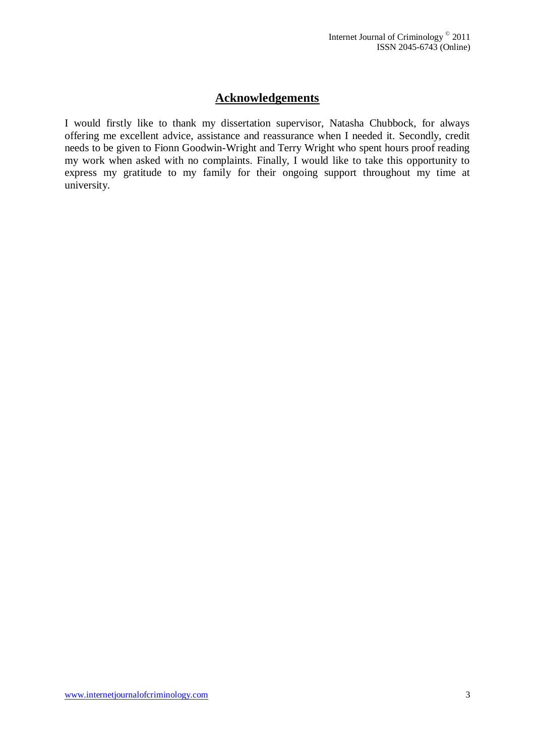# Acknowledgements

I would firstly like to thank my dissertation supervisor, Natasha Chubbock, for always offering me excellent advice, assistance and reassurance when I needed it. Secondly, credit needs to be given to Fionn Goodwin-Wright and Terry Wright who spent hours proof reading my work when asked with no complaints. Finally, I would like to take this opportunity to express my gratitude to my family for their ongoing support throughout my time at university.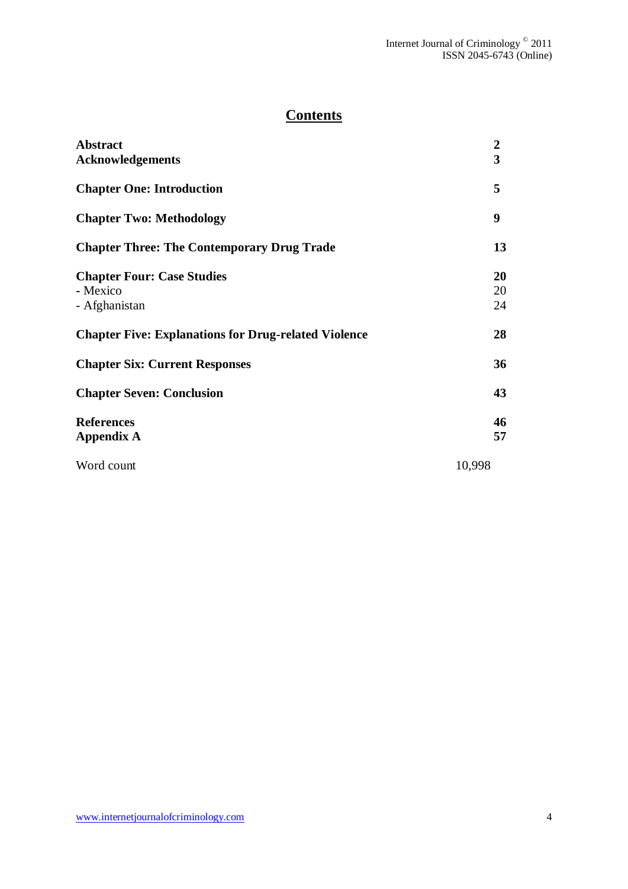# Contents

| | |
|---|---|
| **Abstract** | **2** |
| **Acknowledgements** | **3** |
| **Chapter One: Introduction** | **5** |
| **Chapter Two: Methodology** | **9** |
| **Chapter Three: The Contemporary Drug Trade** | **13** |
| **Chapter Four: Case Studies** | **20** |
| - Mexico | 20 |
| - Afghanistan | 24 |
| **Chapter Five: Explanations for Drug-related Violence** | **28** |
| **Chapter Six: Current Responses** | **36** |
| **Chapter Seven: Conclusion** | **43** |
| **References** | **46** |
| **Appendix A** | **57** |
| Word count | 10,998 |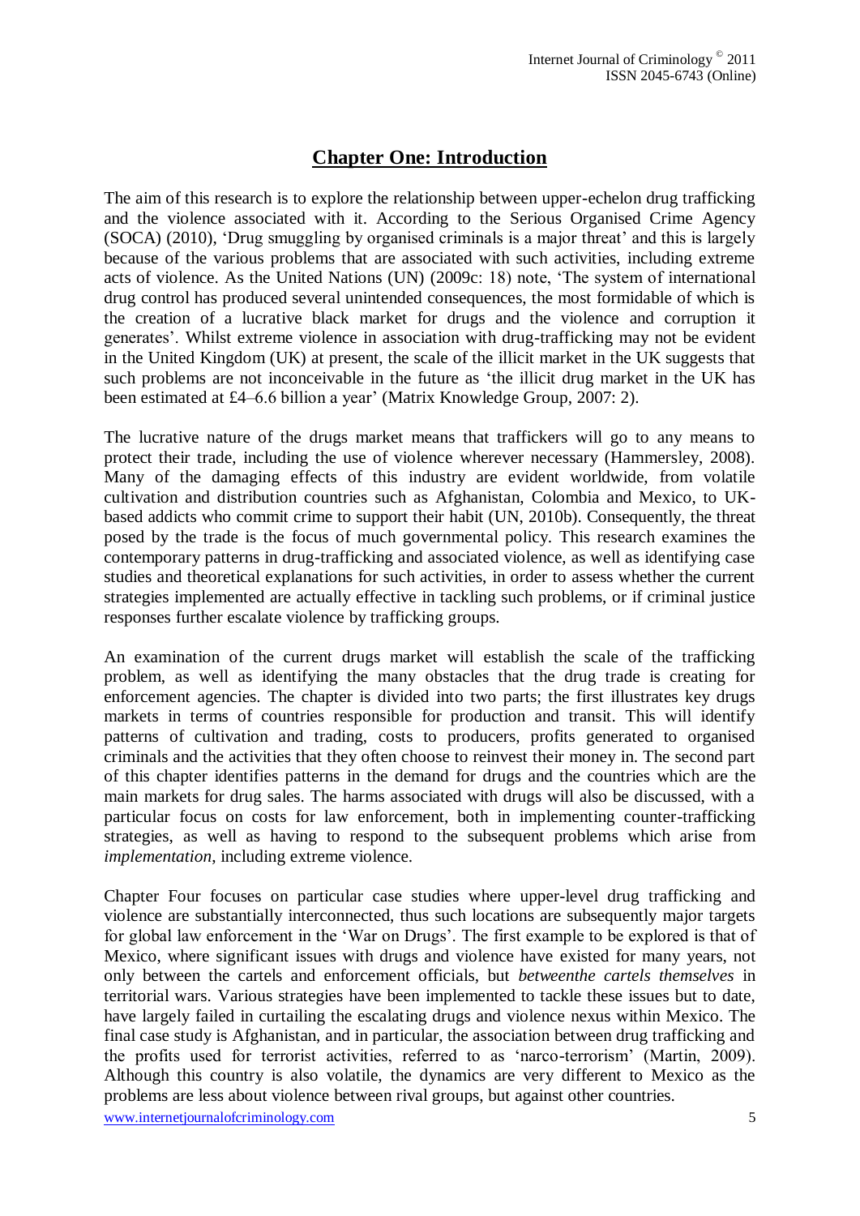# Chapter One: Introduction

The aim of this research is to explore the relationship between upper-echelon drug trafficking and the violence associated with it. According to the Serious Organised Crime Agency (SOCA) (2010), 'Drug smuggling by organised criminals is a major threat' and this is largely because of the various problems that are associated with such activities, including extreme acts of violence. As the United Nations (UN) (2009c: 18) note, 'The system of international drug control has produced several unintended consequences, the most formidable of which is the creation of a lucrative black market for drugs and the violence and corruption it generates'. Whilst extreme violence in association with drug-trafficking may not be evident in the United Kingdom (UK) at present, the scale of the illicit market in the UK suggests that such problems are not inconceivable in the future as 'the illicit drug market in the UK has been estimated at £4–6.6 billion a year' (Matrix Knowledge Group, 2007: 2).

The lucrative nature of the drugs market means that traffickers will go to any means to protect their trade, including the use of violence wherever necessary (Hammersley, 2008). Many of the damaging effects of this industry are evident worldwide, from volatile cultivation and distribution countries such as Afghanistan, Colombia and Mexico, to UK-based addicts who commit crime to support their habit (UN, 2010b). Consequently, the threat posed by the trade is the focus of much governmental policy. This research examines the contemporary patterns in drug-trafficking and associated violence, as well as identifying case studies and theoretical explanations for such activities, in order to assess whether the current strategies implemented are actually effective in tackling such problems, or if criminal justice responses further escalate violence by trafficking groups.

An examination of the current drugs market will establish the scale of the trafficking problem, as well as identifying the many obstacles that the drug trade is creating for enforcement agencies. The chapter is divided into two parts; the first illustrates key drugs markets in terms of countries responsible for production and transit. This will identify patterns of cultivation and trading, costs to producers, profits generated to organised criminals and the activities that they often choose to reinvest their money in. The second part of this chapter identifies patterns in the demand for drugs and the countries which are the main markets for drug sales. The harms associated with drugs will also be discussed, with a particular focus on costs for law enforcement, both in implementing counter-trafficking strategies, as well as having to respond to the subsequent problems which arise from *implementation*, including extreme violence.

Chapter Four focuses on particular case studies where upper-level drug trafficking and violence are substantially interconnected, thus such locations are subsequently major targets for global law enforcement in the 'War on Drugs'. The first example to be explored is that of Mexico, where significant issues with drugs and violence have existed for many years, not only between the cartels and enforcement officials, but *betweenthe cartels themselves* in territorial wars. Various strategies have been implemented to tackle these issues but to date, have largely failed in curtailing the escalating drugs and violence nexus within Mexico. The final case study is Afghanistan, and in particular, the association between drug trafficking and the profits used for terrorist activities, referred to as 'narco-terrorism' (Martin, 2009). Although this country is also volatile, the dynamics are very different to Mexico as the problems are less about violence between rival groups, but against other countries.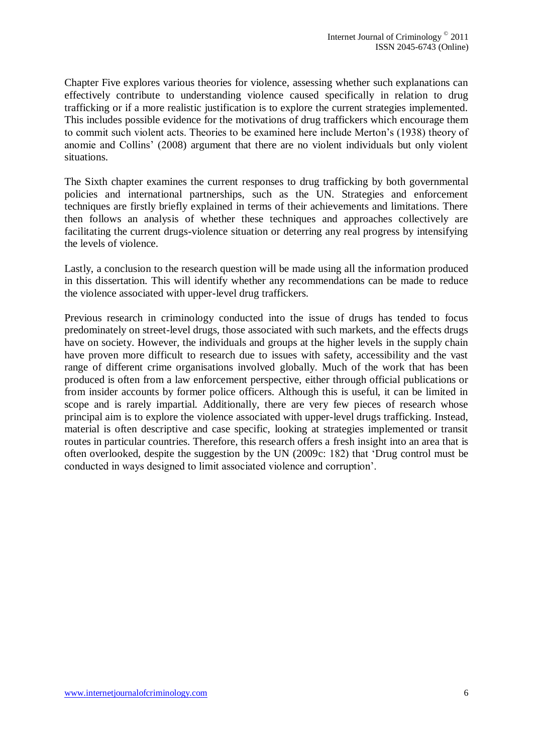Chapter Five explores various theories for violence, assessing whether such explanations can effectively contribute to understanding violence caused specifically in relation to drug trafficking or if a more realistic justification is to explore the current strategies implemented. This includes possible evidence for the motivations of drug traffickers which encourage them to commit such violent acts. Theories to be examined here include Merton's (1938) theory of anomie and Collins' (2008) argument that there are no violent individuals but only violent situations.

The Sixth chapter examines the current responses to drug trafficking by both governmental policies and international partnerships, such as the UN. Strategies and enforcement techniques are firstly briefly explained in terms of their achievements and limitations. There then follows an analysis of whether these techniques and approaches collectively are facilitating the current drugs-violence situation or deterring any real progress by intensifying the levels of violence.

Lastly, a conclusion to the research question will be made using all the information produced in this dissertation. This will identify whether any recommendations can be made to reduce the violence associated with upper-level drug traffickers.

Previous research in criminology conducted into the issue of drugs has tended to focus predominately on street-level drugs, those associated with such markets, and the effects drugs have on society. However, the individuals and groups at the higher levels in the supply chain have proven more difficult to research due to issues with safety, accessibility and the vast range of different crime organisations involved globally. Much of the work that has been produced is often from a law enforcement perspective, either through official publications or from insider accounts by former police officers. Although this is useful, it can be limited in scope and is rarely impartial. Additionally, there are very few pieces of research whose principal aim is to explore the violence associated with upper-level drugs trafficking. Instead, material is often descriptive and case specific, looking at strategies implemented or transit routes in particular countries. Therefore, this research offers a fresh insight into an area that is often overlooked, despite the suggestion by the UN (2009c: 182) that 'Drug control must be conducted in ways designed to limit associated violence and corruption'.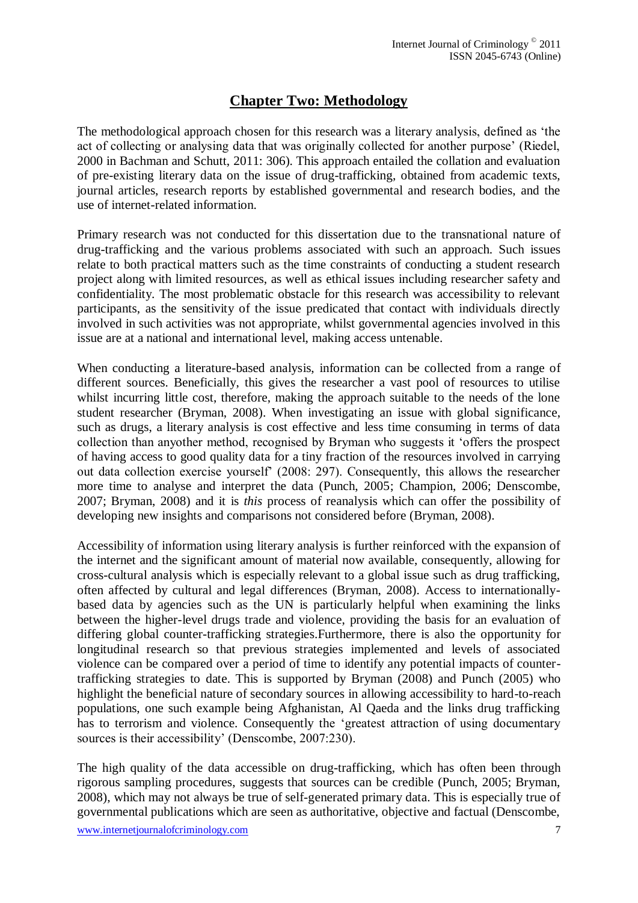# Chapter Two: Methodology

The methodological approach chosen for this research was a literary analysis, defined as 'the act of collecting or analysing data that was originally collected for another purpose' (Riedel, 2000 in Bachman and Schutt, 2011: 306). This approach entailed the collation and evaluation of pre-existing literary data on the issue of drug-trafficking, obtained from academic texts, journal articles, research reports by established governmental and research bodies, and the use of internet-related information.

Primary research was not conducted for this dissertation due to the transnational nature of drug-trafficking and the various problems associated with such an approach. Such issues relate to both practical matters such as the time constraints of conducting a student research project along with limited resources, as well as ethical issues including researcher safety and confidentiality. The most problematic obstacle for this research was accessibility to relevant participants, as the sensitivity of the issue predicated that contact with individuals directly involved in such activities was not appropriate, whilst governmental agencies involved in this issue are at a national and international level, making access untenable.

When conducting a literature-based analysis, information can be collected from a range of different sources. Beneficially, this gives the researcher a vast pool of resources to utilise whilst incurring little cost, therefore, making the approach suitable to the needs of the lone student researcher (Bryman, 2008). When investigating an issue with global significance, such as drugs, a literary analysis is cost effective and less time consuming in terms of data collection than anyother method, recognised by Bryman who suggests it 'offers the prospect of having access to good quality data for a tiny fraction of the resources involved in carrying out data collection exercise yourself' (2008: 297). Consequently, this allows the researcher more time to analyse and interpret the data (Punch, 2005; Champion, 2006; Denscombe, 2007; Bryman, 2008) and it is *this* process of reanalysis which can offer the possibility of developing new insights and comparisons not considered before (Bryman, 2008).

Accessibility of information using literary analysis is further reinforced with the expansion of the internet and the significant amount of material now available, consequently, allowing for cross-cultural analysis which is especially relevant to a global issue such as drug trafficking, often affected by cultural and legal differences (Bryman, 2008). Access to internationally-based data by agencies such as the UN is particularly helpful when examining the links between the higher-level drugs trade and violence, providing the basis for an evaluation of differing global counter-trafficking strategies.Furthermore, there is also the opportunity for longitudinal research so that previous strategies implemented and levels of associated violence can be compared over a period of time to identify any potential impacts of counter-trafficking strategies to date. This is supported by Bryman (2008) and Punch (2005) who highlight the beneficial nature of secondary sources in allowing accessibility to hard-to-reach populations, one such example being Afghanistan, Al Qaeda and the links drug trafficking has to terrorism and violence. Consequently the 'greatest attraction of using documentary sources is their accessibility' (Denscombe, 2007:230).

The high quality of the data accessible on drug-trafficking, which has often been through rigorous sampling procedures, suggests that sources can be credible (Punch, 2005; Bryman, 2008), which may not always be true of self-generated primary data. This is especially true of governmental publications which are seen as authoritative, objective and factual (Denscombe,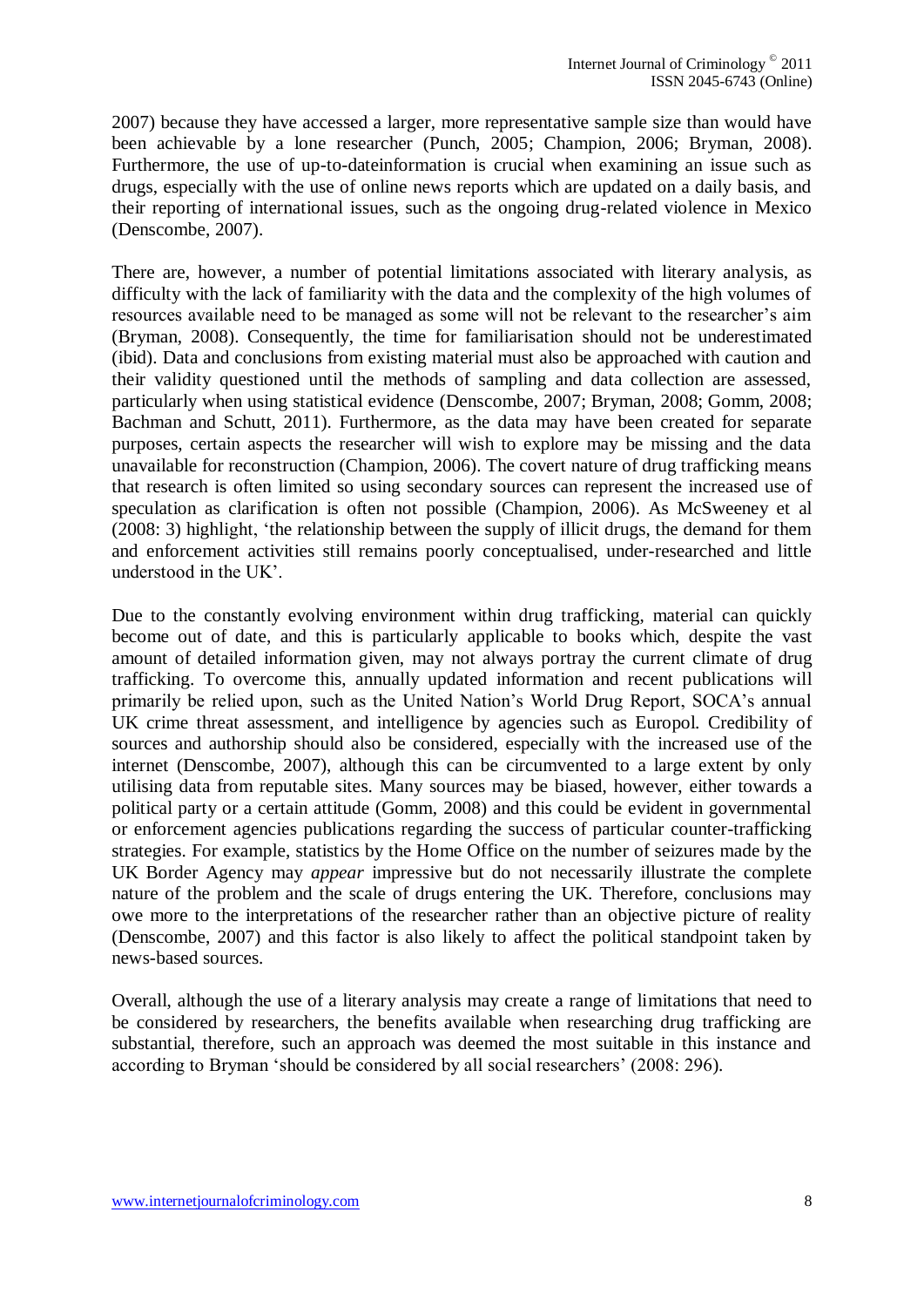2007) because they have accessed a larger, more representative sample size than would have been achievable by a lone researcher (Punch, 2005; Champion, 2006; Bryman, 2008). Furthermore, the use of up-to-dateinformation is crucial when examining an issue such as drugs, especially with the use of online news reports which are updated on a daily basis, and their reporting of international issues, such as the ongoing drug-related violence in Mexico (Denscombe, 2007).

There are, however, a number of potential limitations associated with literary analysis, as difficulty with the lack of familiarity with the data and the complexity of the high volumes of resources available need to be managed as some will not be relevant to the researcher's aim (Bryman, 2008). Consequently, the time for familiarisation should not be underestimated (ibid). Data and conclusions from existing material must also be approached with caution and their validity questioned until the methods of sampling and data collection are assessed, particularly when using statistical evidence (Denscombe, 2007; Bryman, 2008; Gomm, 2008; Bachman and Schutt, 2011). Furthermore, as the data may have been created for separate purposes, certain aspects the researcher will wish to explore may be missing and the data unavailable for reconstruction (Champion, 2006). The covert nature of drug trafficking means that research is often limited so using secondary sources can represent the increased use of speculation as clarification is often not possible (Champion, 2006). As McSweeney et al (2008: 3) highlight, 'the relationship between the supply of illicit drugs, the demand for them and enforcement activities still remains poorly conceptualised, under-researched and little understood in the UK'.

Due to the constantly evolving environment within drug trafficking, material can quickly become out of date, and this is particularly applicable to books which, despite the vast amount of detailed information given, may not always portray the current climate of drug trafficking. To overcome this, annually updated information and recent publications will primarily be relied upon, such as the United Nation's World Drug Report, SOCA's annual UK crime threat assessment, and intelligence by agencies such as Europol. Credibility of sources and authorship should also be considered, especially with the increased use of the internet (Denscombe, 2007), although this can be circumvented to a large extent by only utilising data from reputable sites. Many sources may be biased, however, either towards a political party or a certain attitude (Gomm, 2008) and this could be evident in governmental or enforcement agencies publications regarding the success of particular counter-trafficking strategies. For example, statistics by the Home Office on the number of seizures made by the UK Border Agency may *appear* impressive but do not necessarily illustrate the complete nature of the problem and the scale of drugs entering the UK. Therefore, conclusions may owe more to the interpretations of the researcher rather than an objective picture of reality (Denscombe, 2007) and this factor is also likely to affect the political standpoint taken by news-based sources.

Overall, although the use of a literary analysis may create a range of limitations that need to be considered by researchers, the benefits available when researching drug trafficking are substantial, therefore, such an approach was deemed the most suitable in this instance and according to Bryman 'should be considered by all social researchers' (2008: 296).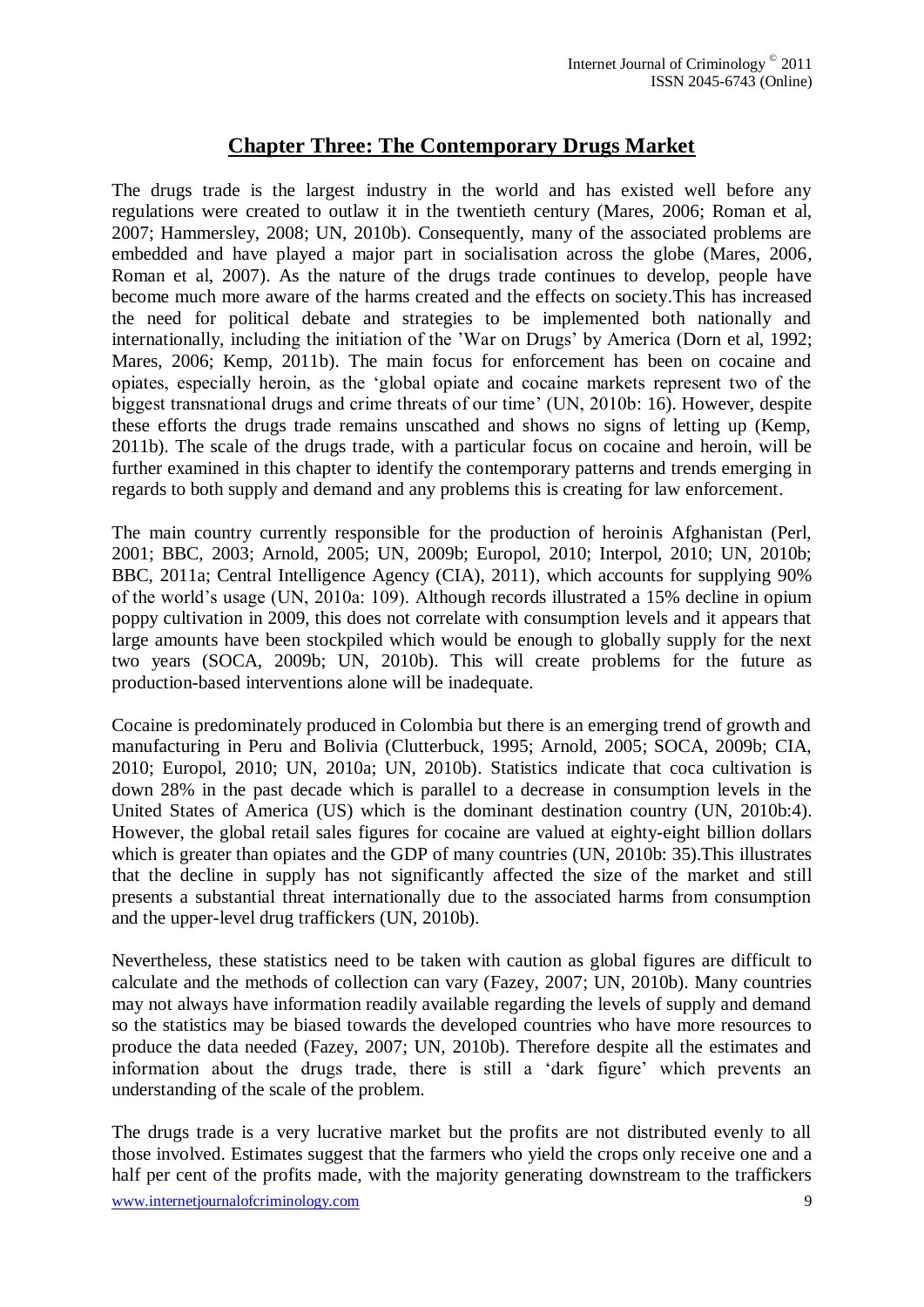## Chapter Three: The Contemporary Drugs Market

The drugs trade is the largest industry in the world and has existed well before any regulations were created to outlaw it in the twentieth century (Mares, 2006; Roman et al, 2007; Hammersley, 2008; UN, 2010b). Consequently, many of the associated problems are embedded and have played a major part in socialisation across the globe (Mares, 2006, Roman et al, 2007). As the nature of the drugs trade continues to develop, people have become much more aware of the harms created and the effects on society.This has increased the need for political debate and strategies to be implemented both nationally and internationally, including the initiation of the 'War on Drugs' by America (Dorn et al, 1992; Mares, 2006; Kemp, 2011b). The main focus for enforcement has been on cocaine and opiates, especially heroin, as the 'global opiate and cocaine markets represent two of the biggest transnational drugs and crime threats of our time' (UN, 2010b: 16). However, despite these efforts the drugs trade remains unscathed and shows no signs of letting up (Kemp, 2011b). The scale of the drugs trade, with a particular focus on cocaine and heroin, will be further examined in this chapter to identify the contemporary patterns and trends emerging in regards to both supply and demand and any problems this is creating for law enforcement.

The main country currently responsible for the production of heroinis Afghanistan (Perl, 2001; BBC, 2003; Arnold, 2005; UN, 2009b; Europol, 2010; Interpol, 2010; UN, 2010b; BBC, 2011a; Central Intelligence Agency (CIA), 2011), which accounts for supplying 90% of the world's usage (UN, 2010a: 109). Although records illustrated a 15% decline in opium poppy cultivation in 2009, this does not correlate with consumption levels and it appears that large amounts have been stockpiled which would be enough to globally supply for the next two years (SOCA, 2009b; UN, 2010b). This will create problems for the future as production-based interventions alone will be inadequate.

Cocaine is predominately produced in Colombia but there is an emerging trend of growth and manufacturing in Peru and Bolivia (Clutterbuck, 1995; Arnold, 2005; SOCA, 2009b; CIA, 2010; Europol, 2010; UN, 2010a; UN, 2010b). Statistics indicate that coca cultivation is down 28% in the past decade which is parallel to a decrease in consumption levels in the United States of America (US) which is the dominant destination country (UN, 2010b:4). However, the global retail sales figures for cocaine are valued at eighty-eight billion dollars which is greater than opiates and the GDP of many countries (UN, 2010b: 35).This illustrates that the decline in supply has not significantly affected the size of the market and still presents a substantial threat internationally due to the associated harms from consumption and the upper-level drug traffickers (UN, 2010b).

Nevertheless, these statistics need to be taken with caution as global figures are difficult to calculate and the methods of collection can vary (Fazey, 2007; UN, 2010b). Many countries may not always have information readily available regarding the levels of supply and demand so the statistics may be biased towards the developed countries who have more resources to produce the data needed (Fazey, 2007; UN, 2010b). Therefore despite all the estimates and information about the drugs trade, there is still a 'dark figure' which prevents an understanding of the scale of the problem.

The drugs trade is a very lucrative market but the profits are not distributed evenly to all those involved. Estimates suggest that the farmers who yield the crops only receive one and a half per cent of the profits made, with the majority generating downstream to the traffickers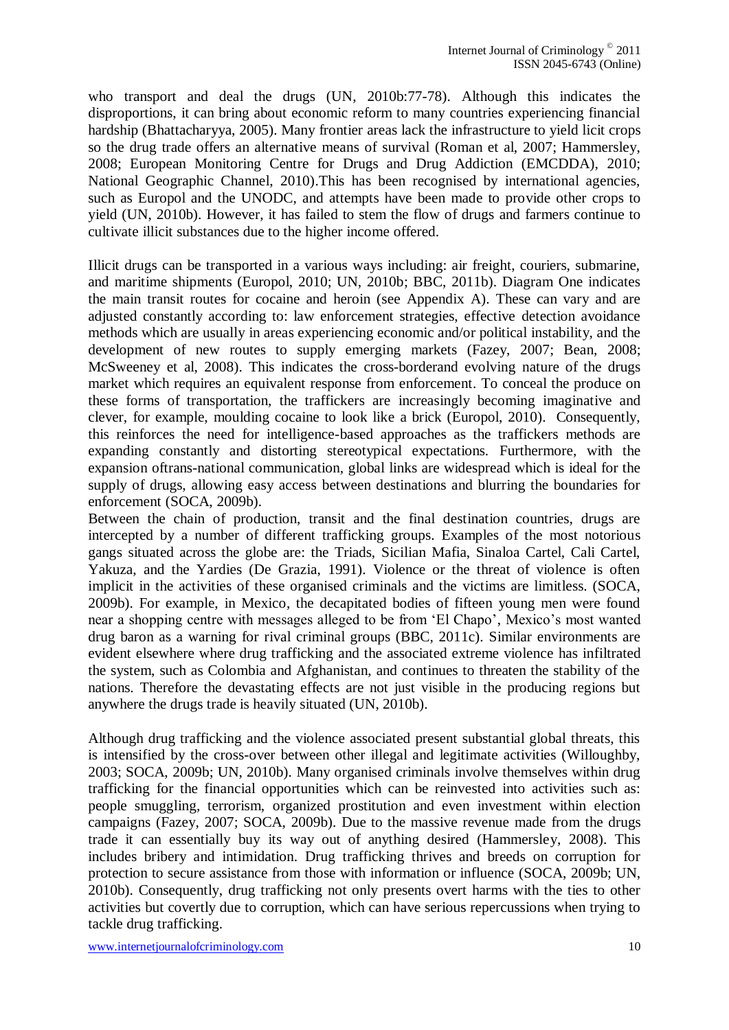who transport and deal the drugs (UN, 2010b:77-78). Although this indicates the disproportions, it can bring about economic reform to many countries experiencing financial hardship (Bhattacharyya, 2005). Many frontier areas lack the infrastructure to yield licit crops so the drug trade offers an alternative means of survival (Roman et al, 2007; Hammersley, 2008; European Monitoring Centre for Drugs and Drug Addiction (EMCDDA), 2010; National Geographic Channel, 2010).This has been recognised by international agencies, such as Europol and the UNODC, and attempts have been made to provide other crops to yield (UN, 2010b). However, it has failed to stem the flow of drugs and farmers continue to cultivate illicit substances due to the higher income offered.

Illicit drugs can be transported in a various ways including: air freight, couriers, submarine, and maritime shipments (Europol, 2010; UN, 2010b; BBC, 2011b). Diagram One indicates the main transit routes for cocaine and heroin (see Appendix A). These can vary and are adjusted constantly according to: law enforcement strategies, effective detection avoidance methods which are usually in areas experiencing economic and/or political instability, and the development of new routes to supply emerging markets (Fazey, 2007; Bean, 2008; McSweeney et al, 2008). This indicates the cross-borderand evolving nature of the drugs market which requires an equivalent response from enforcement. To conceal the produce on these forms of transportation, the traffickers are increasingly becoming imaginative and clever, for example, moulding cocaine to look like a brick (Europol, 2010). Consequently, this reinforces the need for intelligence-based approaches as the traffickers methods are expanding constantly and distorting stereotypical expectations. Furthermore, with the expansion oftrans-national communication, global links are widespread which is ideal for the supply of drugs, allowing easy access between destinations and blurring the boundaries for enforcement (SOCA, 2009b).

Between the chain of production, transit and the final destination countries, drugs are intercepted by a number of different trafficking groups. Examples of the most notorious gangs situated across the globe are: the Triads, Sicilian Mafia, Sinaloa Cartel, Cali Cartel, Yakuza, and the Yardies (De Grazia, 1991). Violence or the threat of violence is often implicit in the activities of these organised criminals and the victims are limitless. (SOCA, 2009b). For example, in Mexico, the decapitated bodies of fifteen young men were found near a shopping centre with messages alleged to be from 'El Chapo', Mexico's most wanted drug baron as a warning for rival criminal groups (BBC, 2011c). Similar environments are evident elsewhere where drug trafficking and the associated extreme violence has infiltrated the system, such as Colombia and Afghanistan, and continues to threaten the stability of the nations. Therefore the devastating effects are not just visible in the producing regions but anywhere the drugs trade is heavily situated (UN, 2010b).

Although drug trafficking and the violence associated present substantial global threats, this is intensified by the cross-over between other illegal and legitimate activities (Willoughby, 2003; SOCA, 2009b; UN, 2010b). Many organised criminals involve themselves within drug trafficking for the financial opportunities which can be reinvested into activities such as: people smuggling, terrorism, organized prostitution and even investment within election campaigns (Fazey, 2007; SOCA, 2009b). Due to the massive revenue made from the drugs trade it can essentially buy its way out of anything desired (Hammersley, 2008). This includes bribery and intimidation. Drug trafficking thrives and breeds on corruption for protection to secure assistance from those with information or influence (SOCA, 2009b; UN, 2010b). Consequently, drug trafficking not only presents overt harms with the ties to other activities but covertly due to corruption, which can have serious repercussions when trying to tackle drug trafficking.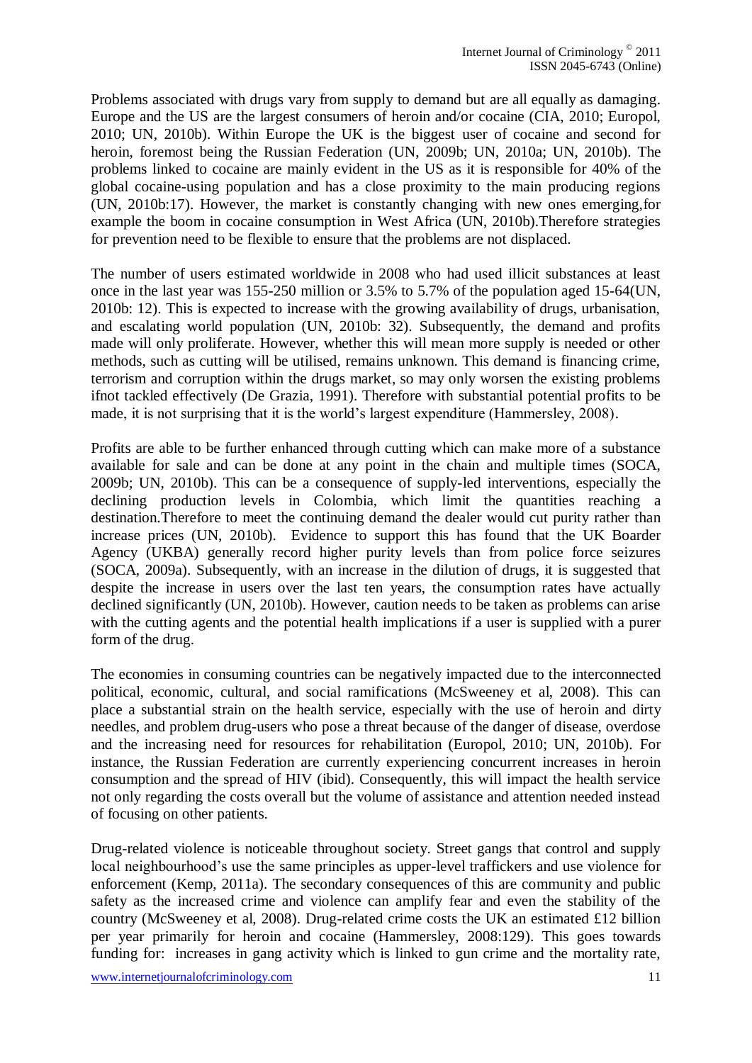Problems associated with drugs vary from supply to demand but are all equally as damaging. Europe and the US are the largest consumers of heroin and/or cocaine (CIA, 2010; Europol, 2010; UN, 2010b). Within Europe the UK is the biggest user of cocaine and second for heroin, foremost being the Russian Federation (UN, 2009b; UN, 2010a; UN, 2010b). The problems linked to cocaine are mainly evident in the US as it is responsible for 40% of the global cocaine-using population and has a close proximity to the main producing regions (UN, 2010b:17). However, the market is constantly changing with new ones emerging,for example the boom in cocaine consumption in West Africa (UN, 2010b).Therefore strategies for prevention need to be flexible to ensure that the problems are not displaced.

The number of users estimated worldwide in 2008 who had used illicit substances at least once in the last year was 155-250 million or 3.5% to 5.7% of the population aged 15-64(UN, 2010b: 12). This is expected to increase with the growing availability of drugs, urbanisation, and escalating world population (UN, 2010b: 32). Subsequently, the demand and profits made will only proliferate. However, whether this will mean more supply is needed or other methods, such as cutting will be utilised, remains unknown. This demand is financing crime, terrorism and corruption within the drugs market, so may only worsen the existing problems ifnot tackled effectively (De Grazia, 1991). Therefore with substantial potential profits to be made, it is not surprising that it is the world's largest expenditure (Hammersley, 2008).

Profits are able to be further enhanced through cutting which can make more of a substance available for sale and can be done at any point in the chain and multiple times (SOCA, 2009b; UN, 2010b). This can be a consequence of supply-led interventions, especially the declining production levels in Colombia, which limit the quantities reaching a destination.Therefore to meet the continuing demand the dealer would cut purity rather than increase prices (UN, 2010b). Evidence to support this has found that the UK Boarder Agency (UKBA) generally record higher purity levels than from police force seizures (SOCA, 2009a). Subsequently, with an increase in the dilution of drugs, it is suggested that despite the increase in users over the last ten years, the consumption rates have actually declined significantly (UN, 2010b). However, caution needs to be taken as problems can arise with the cutting agents and the potential health implications if a user is supplied with a purer form of the drug.

The economies in consuming countries can be negatively impacted due to the interconnected political, economic, cultural, and social ramifications (McSweeney et al, 2008). This can place a substantial strain on the health service, especially with the use of heroin and dirty needles, and problem drug-users who pose a threat because of the danger of disease, overdose and the increasing need for resources for rehabilitation (Europol, 2010; UN, 2010b). For instance, the Russian Federation are currently experiencing concurrent increases in heroin consumption and the spread of HIV (ibid). Consequently, this will impact the health service not only regarding the costs overall but the volume of assistance and attention needed instead of focusing on other patients.

Drug-related violence is noticeable throughout society. Street gangs that control and supply local neighbourhood's use the same principles as upper-level traffickers and use violence for enforcement (Kemp, 2011a). The secondary consequences of this are community and public safety as the increased crime and violence can amplify fear and even the stability of the country (McSweeney et al, 2008). Drug-related crime costs the UK an estimated £12 billion per year primarily for heroin and cocaine (Hammersley, 2008:129). This goes towards funding for: increases in gang activity which is linked to gun crime and the mortality rate,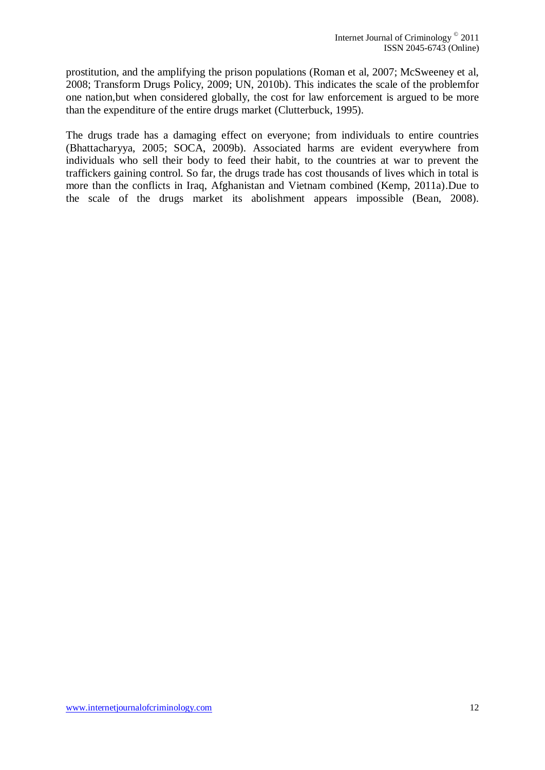prostitution, and the amplifying the prison populations (Roman et al, 2007; McSweeney et al, 2008; Transform Drugs Policy, 2009; UN, 2010b). This indicates the scale of the problemfor one nation,but when considered globally, the cost for law enforcement is argued to be more than the expenditure of the entire drugs market (Clutterbuck, 1995).

The drugs trade has a damaging effect on everyone; from individuals to entire countries (Bhattacharyya, 2005; SOCA, 2009b). Associated harms are evident everywhere from individuals who sell their body to feed their habit, to the countries at war to prevent the traffickers gaining control. So far, the drugs trade has cost thousands of lives which in total is more than the conflicts in Iraq, Afghanistan and Vietnam combined (Kemp, 2011a).Due to the scale of the drugs market its abolishment appears impossible (Bean, 2008).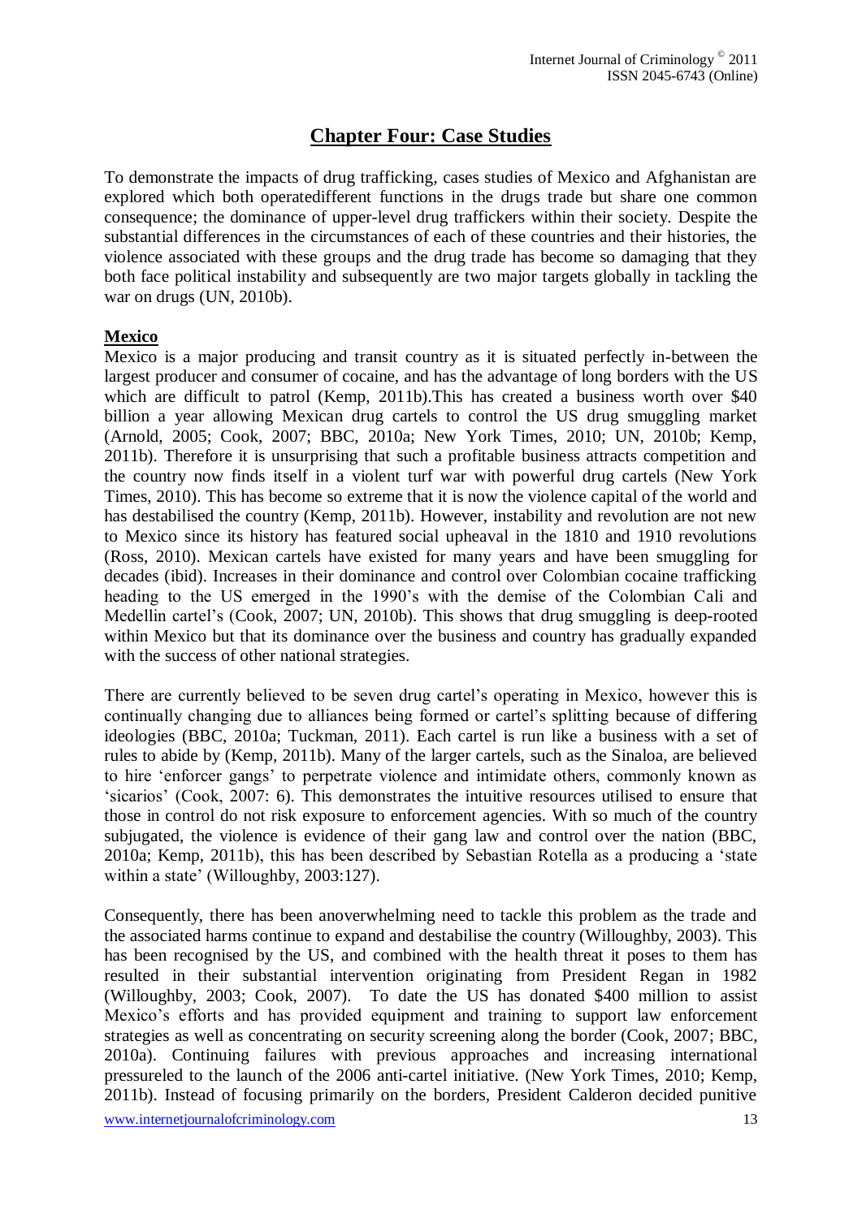# Chapter Four: Case Studies

To demonstrate the impacts of drug trafficking, cases studies of Mexico and Afghanistan are explored which both operatedifferent functions in the drugs trade but share one common consequence; the dominance of upper-level drug traffickers within their society. Despite the substantial differences in the circumstances of each of these countries and their histories, the violence associated with these groups and the drug trade has become so damaging that they both face political instability and subsequently are two major targets globally in tackling the war on drugs (UN, 2010b).

## Mexico

Mexico is a major producing and transit country as it is situated perfectly in-between the largest producer and consumer of cocaine, and has the advantage of long borders with the US which are difficult to patrol (Kemp, 2011b).This has created a business worth over $40 billion a year allowing Mexican drug cartels to control the US drug smuggling market (Arnold, 2005; Cook, 2007; BBC, 2010a; New York Times, 2010; UN, 2010b; Kemp, 2011b). Therefore it is unsurprising that such a profitable business attracts competition and the country now finds itself in a violent turf war with powerful drug cartels (New York Times, 2010). This has become so extreme that it is now the violence capital of the world and has destabilised the country (Kemp, 2011b). However, instability and revolution are not new to Mexico since its history has featured social upheaval in the 1810 and 1910 revolutions (Ross, 2010). Mexican cartels have existed for many years and have been smuggling for decades (ibid). Increases in their dominance and control over Colombian cocaine trafficking heading to the US emerged in the 1990's with the demise of the Colombian Cali and Medellin cartel's (Cook, 2007; UN, 2010b). This shows that drug smuggling is deep-rooted within Mexico but that its dominance over the business and country has gradually expanded with the success of other national strategies.

There are currently believed to be seven drug cartel's operating in Mexico, however this is continually changing due to alliances being formed or cartel's splitting because of differing ideologies (BBC, 2010a; Tuckman, 2011). Each cartel is run like a business with a set of rules to abide by (Kemp, 2011b). Many of the larger cartels, such as the Sinaloa, are believed to hire 'enforcer gangs' to perpetrate violence and intimidate others, commonly known as 'sicarios' (Cook, 2007: 6). This demonstrates the intuitive resources utilised to ensure that those in control do not risk exposure to enforcement agencies. With so much of the country subjugated, the violence is evidence of their gang law and control over the nation (BBC, 2010a; Kemp, 2011b), this has been described by Sebastian Rotella as a producing a 'state within a state' (Willoughby, 2003:127).

Consequently, there has been anoverwhelming need to tackle this problem as the trade and the associated harms continue to expand and destabilise the country (Willoughby, 2003). This has been recognised by the US, and combined with the health threat it poses to them has resulted in their substantial intervention originating from President Regan in 1982 (Willoughby, 2003; Cook, 2007). To date the US has donated $400 million to assist Mexico's efforts and has provided equipment and training to support law enforcement strategies as well as concentrating on security screening along the border (Cook, 2007; BBC, 2010a). Continuing failures with previous approaches and increasing international pressureled to the launch of the 2006 anti-cartel initiative. (New York Times, 2010; Kemp, 2011b). Instead of focusing primarily on the borders, President Calderon decided punitive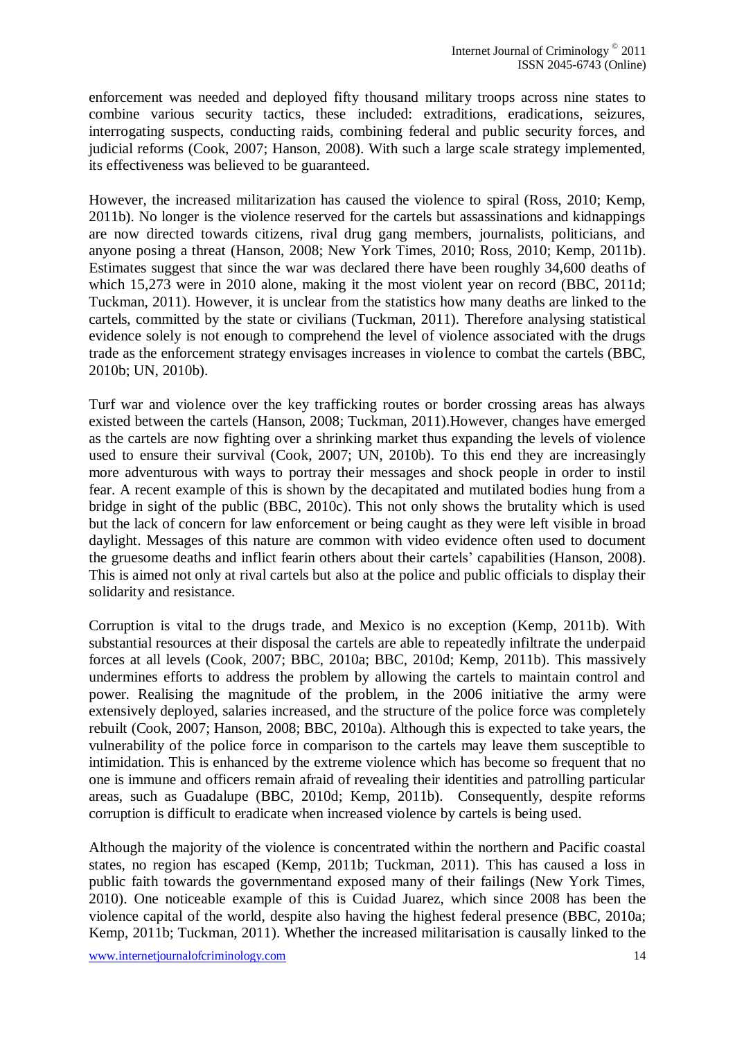enforcement was needed and deployed fifty thousand military troops across nine states to combine various security tactics, these included: extraditions, eradications, seizures, interrogating suspects, conducting raids, combining federal and public security forces, and judicial reforms (Cook, 2007; Hanson, 2008). With such a large scale strategy implemented, its effectiveness was believed to be guaranteed.

However, the increased militarization has caused the violence to spiral (Ross, 2010; Kemp, 2011b). No longer is the violence reserved for the cartels but assassinations and kidnappings are now directed towards citizens, rival drug gang members, journalists, politicians, and anyone posing a threat (Hanson, 2008; New York Times, 2010; Ross, 2010; Kemp, 2011b). Estimates suggest that since the war was declared there have been roughly 34,600 deaths of which 15,273 were in 2010 alone, making it the most violent year on record (BBC, 2011d; Tuckman, 2011). However, it is unclear from the statistics how many deaths are linked to the cartels, committed by the state or civilians (Tuckman, 2011). Therefore analysing statistical evidence solely is not enough to comprehend the level of violence associated with the drugs trade as the enforcement strategy envisages increases in violence to combat the cartels (BBC, 2010b; UN, 2010b).

Turf war and violence over the key trafficking routes or border crossing areas has always existed between the cartels (Hanson, 2008; Tuckman, 2011).However, changes have emerged as the cartels are now fighting over a shrinking market thus expanding the levels of violence used to ensure their survival (Cook, 2007; UN, 2010b). To this end they are increasingly more adventurous with ways to portray their messages and shock people in order to instil fear. A recent example of this is shown by the decapitated and mutilated bodies hung from a bridge in sight of the public (BBC, 2010c). This not only shows the brutality which is used but the lack of concern for law enforcement or being caught as they were left visible in broad daylight. Messages of this nature are common with video evidence often used to document the gruesome deaths and inflict fearin others about their cartels' capabilities (Hanson, 2008). This is aimed not only at rival cartels but also at the police and public officials to display their solidarity and resistance.

Corruption is vital to the drugs trade, and Mexico is no exception (Kemp, 2011b). With substantial resources at their disposal the cartels are able to repeatedly infiltrate the underpaid forces at all levels (Cook, 2007; BBC, 2010a; BBC, 2010d; Kemp, 2011b). This massively undermines efforts to address the problem by allowing the cartels to maintain control and power. Realising the magnitude of the problem, in the 2006 initiative the army were extensively deployed, salaries increased, and the structure of the police force was completely rebuilt (Cook, 2007; Hanson, 2008; BBC, 2010a). Although this is expected to take years, the vulnerability of the police force in comparison to the cartels may leave them susceptible to intimidation. This is enhanced by the extreme violence which has become so frequent that no one is immune and officers remain afraid of revealing their identities and patrolling particular areas, such as Guadalupe (BBC, 2010d; Kemp, 2011b). Consequently, despite reforms corruption is difficult to eradicate when increased violence by cartels is being used.

Although the majority of the violence is concentrated within the northern and Pacific coastal states, no region has escaped (Kemp, 2011b; Tuckman, 2011). This has caused a loss in public faith towards the governmentand exposed many of their failings (New York Times, 2010). One noticeable example of this is Cuidad Juarez, which since 2008 has been the violence capital of the world, despite also having the highest federal presence (BBC, 2010a; Kemp, 2011b; Tuckman, 2011). Whether the increased militarisation is causally linked to the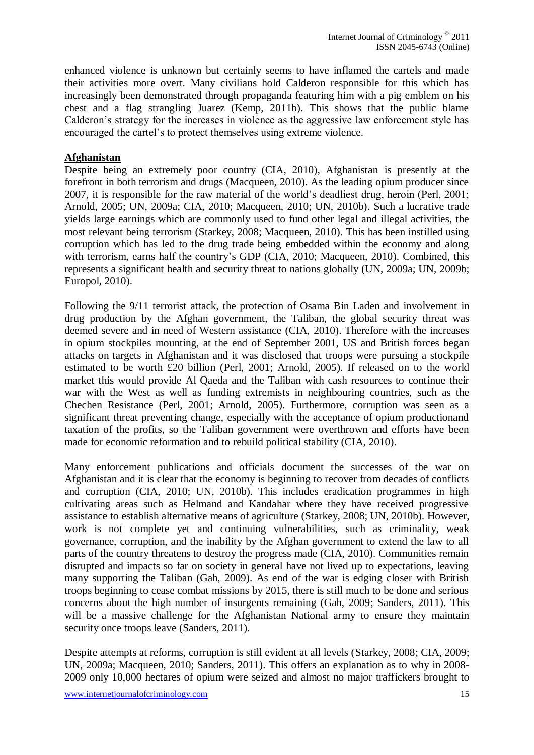enhanced violence is unknown but certainly seems to have inflamed the cartels and made their activities more overt. Many civilians hold Calderon responsible for this which has increasingly been demonstrated through propaganda featuring him with a pig emblem on his chest and a flag strangling Juarez (Kemp, 2011b). This shows that the public blame Calderon's strategy for the increases in violence as the aggressive law enforcement style has encouraged the cartel's to protect themselves using extreme violence.

## Afghanistan

Despite being an extremely poor country (CIA, 2010), Afghanistan is presently at the forefront in both terrorism and drugs (Macqueen, 2010). As the leading opium producer since 2007, it is responsible for the raw material of the world's deadliest drug, heroin (Perl, 2001; Arnold, 2005; UN, 2009a; CIA, 2010; Macqueen, 2010; UN, 2010b). Such a lucrative trade yields large earnings which are commonly used to fund other legal and illegal activities, the most relevant being terrorism (Starkey, 2008; Macqueen, 2010). This has been instilled using corruption which has led to the drug trade being embedded within the economy and along with terrorism, earns half the country's GDP (CIA, 2010; Macqueen, 2010). Combined, this represents a significant health and security threat to nations globally (UN, 2009a; UN, 2009b; Europol, 2010).

Following the 9/11 terrorist attack, the protection of Osama Bin Laden and involvement in drug production by the Afghan government, the Taliban, the global security threat was deemed severe and in need of Western assistance (CIA, 2010). Therefore with the increases in opium stockpiles mounting, at the end of September 2001, US and British forces began attacks on targets in Afghanistan and it was disclosed that troops were pursuing a stockpile estimated to be worth £20 billion (Perl, 2001; Arnold, 2005). If released on to the world market this would provide Al Qaeda and the Taliban with cash resources to continue their war with the West as well as funding extremists in neighbouring countries, such as the Chechen Resistance (Perl, 2001; Arnold, 2005). Furthermore, corruption was seen as a significant threat preventing change, especially with the acceptance of opium productionand taxation of the profits, so the Taliban government were overthrown and efforts have been made for economic reformation and to rebuild political stability (CIA, 2010).

Many enforcement publications and officials document the successes of the war on Afghanistan and it is clear that the economy is beginning to recover from decades of conflicts and corruption (CIA, 2010; UN, 2010b). This includes eradication programmes in high cultivating areas such as Helmand and Kandahar where they have received progressive assistance to establish alternative means of agriculture (Starkey, 2008; UN, 2010b). However, work is not complete yet and continuing vulnerabilities, such as criminality, weak governance, corruption, and the inability by the Afghan government to extend the law to all parts of the country threatens to destroy the progress made (CIA, 2010). Communities remain disrupted and impacts so far on society in general have not lived up to expectations, leaving many supporting the Taliban (Gah, 2009). As end of the war is edging closer with British troops beginning to cease combat missions by 2015, there is still much to be done and serious concerns about the high number of insurgents remaining (Gah, 2009; Sanders, 2011). This will be a massive challenge for the Afghanistan National army to ensure they maintain security once troops leave (Sanders, 2011).

Despite attempts at reforms, corruption is still evident at all levels (Starkey, 2008; CIA, 2009; UN, 2009a; Macqueen, 2010; Sanders, 2011). This offers an explanation as to why in 2008-2009 only 10,000 hectares of opium were seized and almost no major traffickers brought to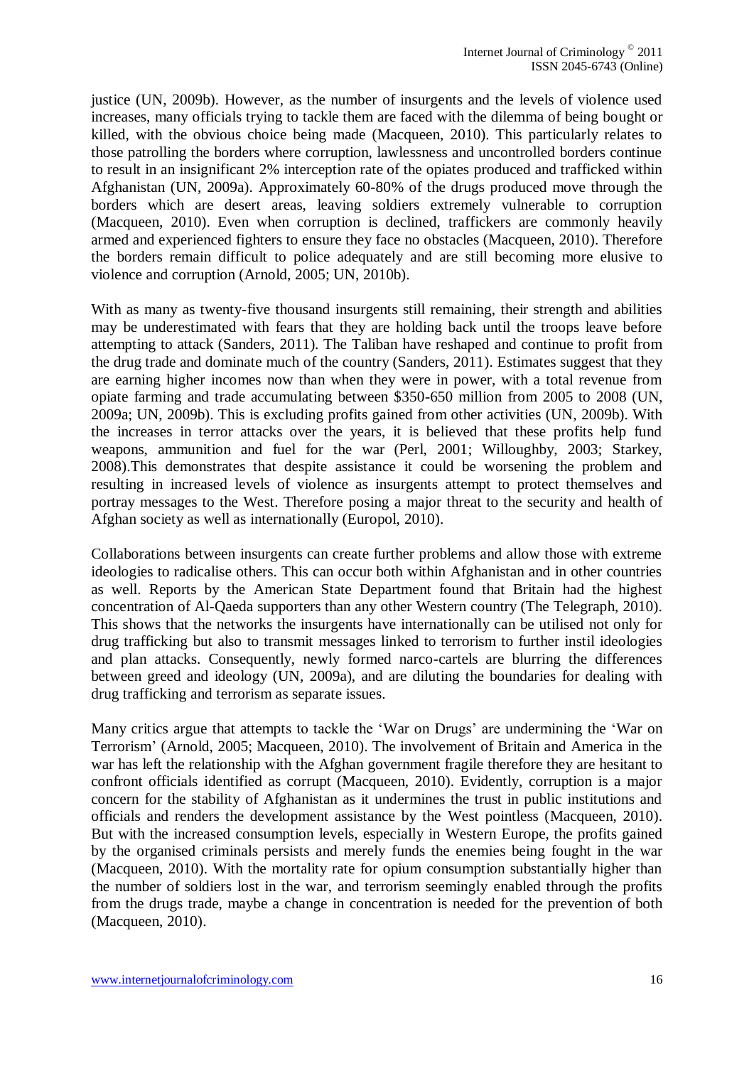justice (UN, 2009b). However, as the number of insurgents and the levels of violence used increases, many officials trying to tackle them are faced with the dilemma of being bought or killed, with the obvious choice being made (Macqueen, 2010). This particularly relates to those patrolling the borders where corruption, lawlessness and uncontrolled borders continue to result in an insignificant 2% interception rate of the opiates produced and trafficked within Afghanistan (UN, 2009a). Approximately 60-80% of the drugs produced move through the borders which are desert areas, leaving soldiers extremely vulnerable to corruption (Macqueen, 2010). Even when corruption is declined, traffickers are commonly heavily armed and experienced fighters to ensure they face no obstacles (Macqueen, 2010). Therefore the borders remain difficult to police adequately and are still becoming more elusive to violence and corruption (Arnold, 2005; UN, 2010b).

With as many as twenty-five thousand insurgents still remaining, their strength and abilities may be underestimated with fears that they are holding back until the troops leave before attempting to attack (Sanders, 2011). The Taliban have reshaped and continue to profit from the drug trade and dominate much of the country (Sanders, 2011). Estimates suggest that they are earning higher incomes now than when they were in power, with a total revenue from opiate farming and trade accumulating between $350-650 million from 2005 to 2008 (UN, 2009a; UN, 2009b). This is excluding profits gained from other activities (UN, 2009b). With the increases in terror attacks over the years, it is believed that these profits help fund weapons, ammunition and fuel for the war (Perl, 2001; Willoughby, 2003; Starkey, 2008).This demonstrates that despite assistance it could be worsening the problem and resulting in increased levels of violence as insurgents attempt to protect themselves and portray messages to the West. Therefore posing a major threat to the security and health of Afghan society as well as internationally (Europol, 2010).

Collaborations between insurgents can create further problems and allow those with extreme ideologies to radicalise others. This can occur both within Afghanistan and in other countries as well. Reports by the American State Department found that Britain had the highest concentration of Al-Qaeda supporters than any other Western country (The Telegraph, 2010). This shows that the networks the insurgents have internationally can be utilised not only for drug trafficking but also to transmit messages linked to terrorism to further instil ideologies and plan attacks. Consequently, newly formed narco-cartels are blurring the differences between greed and ideology (UN, 2009a), and are diluting the boundaries for dealing with drug trafficking and terrorism as separate issues.

Many critics argue that attempts to tackle the 'War on Drugs' are undermining the 'War on Terrorism' (Arnold, 2005; Macqueen, 2010). The involvement of Britain and America in the war has left the relationship with the Afghan government fragile therefore they are hesitant to confront officials identified as corrupt (Macqueen, 2010). Evidently, corruption is a major concern for the stability of Afghanistan as it undermines the trust in public institutions and officials and renders the development assistance by the West pointless (Macqueen, 2010). But with the increased consumption levels, especially in Western Europe, the profits gained by the organised criminals persists and merely funds the enemies being fought in the war (Macqueen, 2010). With the mortality rate for opium consumption substantially higher than the number of soldiers lost in the war, and terrorism seemingly enabled through the profits from the drugs trade, maybe a change in concentration is needed for the prevention of both (Macqueen, 2010).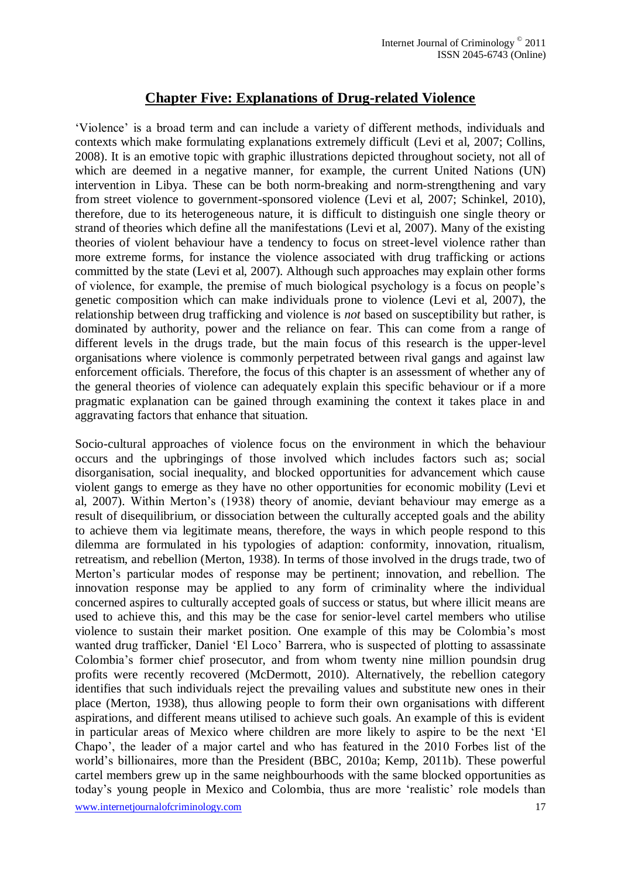## Chapter Five: Explanations of Drug-related Violence

'Violence' is a broad term and can include a variety of different methods, individuals and contexts which make formulating explanations extremely difficult (Levi et al, 2007; Collins, 2008). It is an emotive topic with graphic illustrations depicted throughout society, not all of which are deemed in a negative manner, for example, the current United Nations (UN) intervention in Libya. These can be both norm-breaking and norm-strengthening and vary from street violence to government-sponsored violence (Levi et al, 2007; Schinkel, 2010), therefore, due to its heterogeneous nature, it is difficult to distinguish one single theory or strand of theories which define all the manifestations (Levi et al, 2007). Many of the existing theories of violent behaviour have a tendency to focus on street-level violence rather than more extreme forms, for instance the violence associated with drug trafficking or actions committed by the state (Levi et al, 2007). Although such approaches may explain other forms of violence, for example, the premise of much biological psychology is a focus on people's genetic composition which can make individuals prone to violence (Levi et al, 2007), the relationship between drug trafficking and violence is *not* based on susceptibility but rather, is dominated by authority, power and the reliance on fear. This can come from a range of different levels in the drugs trade, but the main focus of this research is the upper-level organisations where violence is commonly perpetrated between rival gangs and against law enforcement officials. Therefore, the focus of this chapter is an assessment of whether any of the general theories of violence can adequately explain this specific behaviour or if a more pragmatic explanation can be gained through examining the context it takes place in and aggravating factors that enhance that situation.

Socio-cultural approaches of violence focus on the environment in which the behaviour occurs and the upbringings of those involved which includes factors such as; social disorganisation, social inequality, and blocked opportunities for advancement which cause violent gangs to emerge as they have no other opportunities for economic mobility (Levi et al, 2007). Within Merton's (1938) theory of anomie, deviant behaviour may emerge as a result of disequilibrium, or dissociation between the culturally accepted goals and the ability to achieve them via legitimate means, therefore, the ways in which people respond to this dilemma are formulated in his typologies of adaptation: conformity, innovation, ritualism, retreatism, and rebellion (Merton, 1938). In terms of those involved in the drugs trade, two of Merton's particular modes of response may be pertinent; innovation, and rebellion. The innovation response may be applied to any form of criminality where the individual concerned aspires to culturally accepted goals of success or status, but where illicit means are used to achieve this, and this may be the case for senior-level cartel members who utilise violence to sustain their market position. One example of this may be Colombia's most wanted drug trafficker, Daniel 'El Loco' Barrera, who is suspected of plotting to assassinate Colombia's former chief prosecutor, and from whom twenty nine million poundsin drug profits were recently recovered (McDermott, 2010). Alternatively, the rebellion category identifies that such individuals reject the prevailing values and substitute new ones in their place (Merton, 1938), thus allowing people to form their own organisations with different aspirations, and different means utilised to achieve such goals. An example of this is evident in particular areas of Mexico where children are more likely to aspire to be the next 'El Chapo', the leader of a major cartel and who has featured in the 2010 Forbes list of the world's billionaires, more than the President (BBC, 2010a; Kemp, 2011b). These powerful cartel members grew up in the same neighbourhoods with the same blocked opportunities as today's young people in Mexico and Colombia, thus are more 'realistic' role models than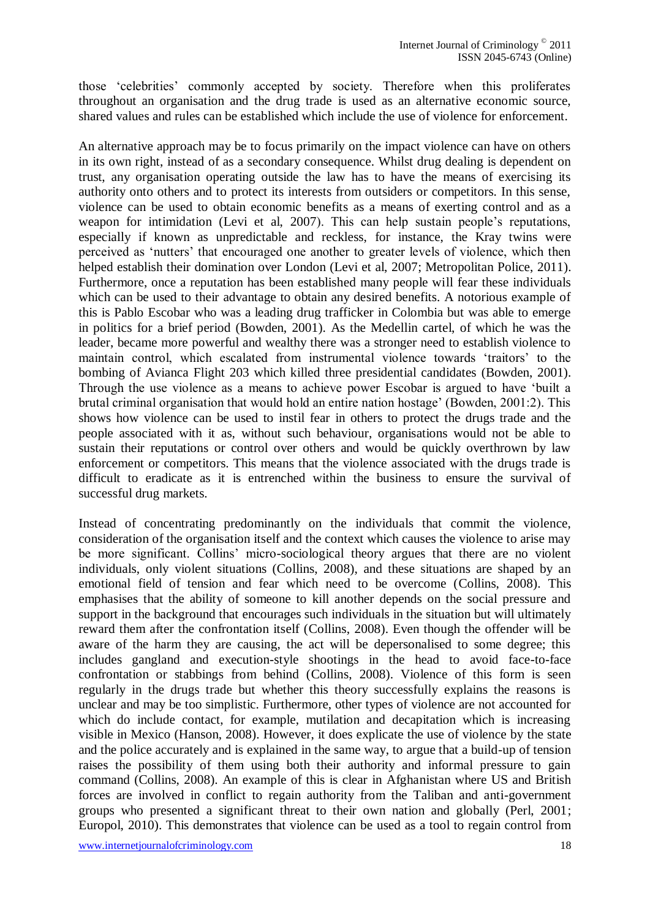those 'celebrities' commonly accepted by society. Therefore when this proliferates throughout an organisation and the drug trade is used as an alternative economic source, shared values and rules can be established which include the use of violence for enforcement.

An alternative approach may be to focus primarily on the impact violence can have on others in its own right, instead of as a secondary consequence. Whilst drug dealing is dependent on trust, any organisation operating outside the law has to have the means of exercising its authority onto others and to protect its interests from outsiders or competitors. In this sense, violence can be used to obtain economic benefits as a means of exerting control and as a weapon for intimidation (Levi et al, 2007). This can help sustain people's reputations, especially if known as unpredictable and reckless, for instance, the Kray twins were perceived as 'nutters' that encouraged one another to greater levels of violence, which then helped establish their domination over London (Levi et al, 2007; Metropolitan Police, 2011). Furthermore, once a reputation has been established many people will fear these individuals which can be used to their advantage to obtain any desired benefits. A notorious example of this is Pablo Escobar who was a leading drug trafficker in Colombia but was able to emerge in politics for a brief period (Bowden, 2001). As the Medellin cartel, of which he was the leader, became more powerful and wealthy there was a stronger need to establish violence to maintain control, which escalated from instrumental violence towards 'traitors' to the bombing of Avianca Flight 203 which killed three presidential candidates (Bowden, 2001). Through the use violence as a means to achieve power Escobar is argued to have 'built a brutal criminal organisation that would hold an entire nation hostage' (Bowden, 2001:2). This shows how violence can be used to instil fear in others to protect the drugs trade and the people associated with it as, without such behaviour, organisations would not be able to sustain their reputations or control over others and would be quickly overthrown by law enforcement or competitors. This means that the violence associated with the drugs trade is difficult to eradicate as it is entrenched within the business to ensure the survival of successful drug markets.

Instead of concentrating predominantly on the individuals that commit the violence, consideration of the organisation itself and the context which causes the violence to arise may be more significant. Collins' micro-sociological theory argues that there are no violent individuals, only violent situations (Collins, 2008), and these situations are shaped by an emotional field of tension and fear which need to be overcome (Collins, 2008). This emphasises that the ability of someone to kill another depends on the social pressure and support in the background that encourages such individuals in the situation but will ultimately reward them after the confrontation itself (Collins, 2008). Even though the offender will be aware of the harm they are causing, the act will be depersonalised to some degree; this includes gangland and execution-style shootings in the head to avoid face-to-face confrontation or stabbings from behind (Collins, 2008). Violence of this form is seen regularly in the drugs trade but whether this theory successfully explains the reasons is unclear and may be too simplistic. Furthermore, other types of violence are not accounted for which do include contact, for example, mutilation and decapitation which is increasing visible in Mexico (Hanson, 2008). However, it does explicate the use of violence by the state and the police accurately and is explained in the same way, to argue that a build-up of tension raises the possibility of them using both their authority and informal pressure to gain command (Collins, 2008). An example of this is clear in Afghanistan where US and British forces are involved in conflict to regain authority from the Taliban and anti-government groups who presented a significant threat to their own nation and globally (Perl, 2001; Europol, 2010). This demonstrates that violence can be used as a tool to regain control from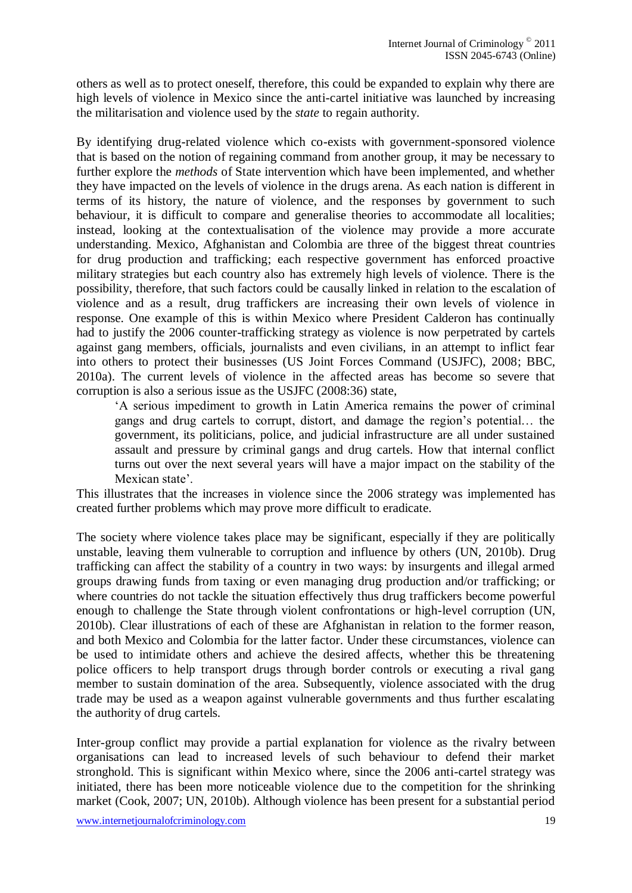others as well as to protect oneself, therefore, this could be expanded to explain why there are high levels of violence in Mexico since the anti-cartel initiative was launched by increasing the militarisation and violence used by the *state* to regain authority.

By identifying drug-related violence which co-exists with government-sponsored violence that is based on the notion of regaining command from another group, it may be necessary to further explore the *methods* of State intervention which have been implemented, and whether they have impacted on the levels of violence in the drugs arena. As each nation is different in terms of its history, the nature of violence, and the responses by government to such behaviour, it is difficult to compare and generalise theories to accommodate all localities; instead, looking at the contextualisation of the violence may provide a more accurate understanding. Mexico, Afghanistan and Colombia are three of the biggest threat countries for drug production and trafficking; each respective government has enforced proactive military strategies but each country also has extremely high levels of violence. There is the possibility, therefore, that such factors could be causally linked in relation to the escalation of violence and as a result, drug traffickers are increasing their own levels of violence in response. One example of this is within Mexico where President Calderon has continually had to justify the 2006 counter-trafficking strategy as violence is now perpetrated by cartels against gang members, officials, journalists and even civilians, in an attempt to inflict fear into others to protect their businesses (US Joint Forces Command (USJFC), 2008; BBC, 2010a). The current levels of violence in the affected areas has become so severe that corruption is also a serious issue as the USJFC (2008:36) state,

> 'A serious impediment to growth in Latin America remains the power of criminal gangs and drug cartels to corrupt, distort, and damage the region's potential… the government, its politicians, police, and judicial infrastructure are all under sustained assault and pressure by criminal gangs and drug cartels. How that internal conflict turns out over the next several years will have a major impact on the stability of the Mexican state'.

This illustrates that the increases in violence since the 2006 strategy was implemented has created further problems which may prove more difficult to eradicate.

The society where violence takes place may be significant, especially if they are politically unstable, leaving them vulnerable to corruption and influence by others (UN, 2010b). Drug trafficking can affect the stability of a country in two ways: by insurgents and illegal armed groups drawing funds from taxing or even managing drug production and/or trafficking; or where countries do not tackle the situation effectively thus drug traffickers become powerful enough to challenge the State through violent confrontations or high-level corruption (UN, 2010b). Clear illustrations of each of these are Afghanistan in relation to the former reason, and both Mexico and Colombia for the latter factor. Under these circumstances, violence can be used to intimidate others and achieve the desired affects, whether this be threatening police officers to help transport drugs through border controls or executing a rival gang member to sustain domination of the area. Subsequently, violence associated with the drug trade may be used as a weapon against vulnerable governments and thus further escalating the authority of drug cartels.

Inter-group conflict may provide a partial explanation for violence as the rivalry between organisations can lead to increased levels of such behaviour to defend their market stronghold. This is significant within Mexico where, since the 2006 anti-cartel strategy was initiated, there has been more noticeable violence due to the competition for the shrinking market (Cook, 2007; UN, 2010b). Although violence has been present for a substantial period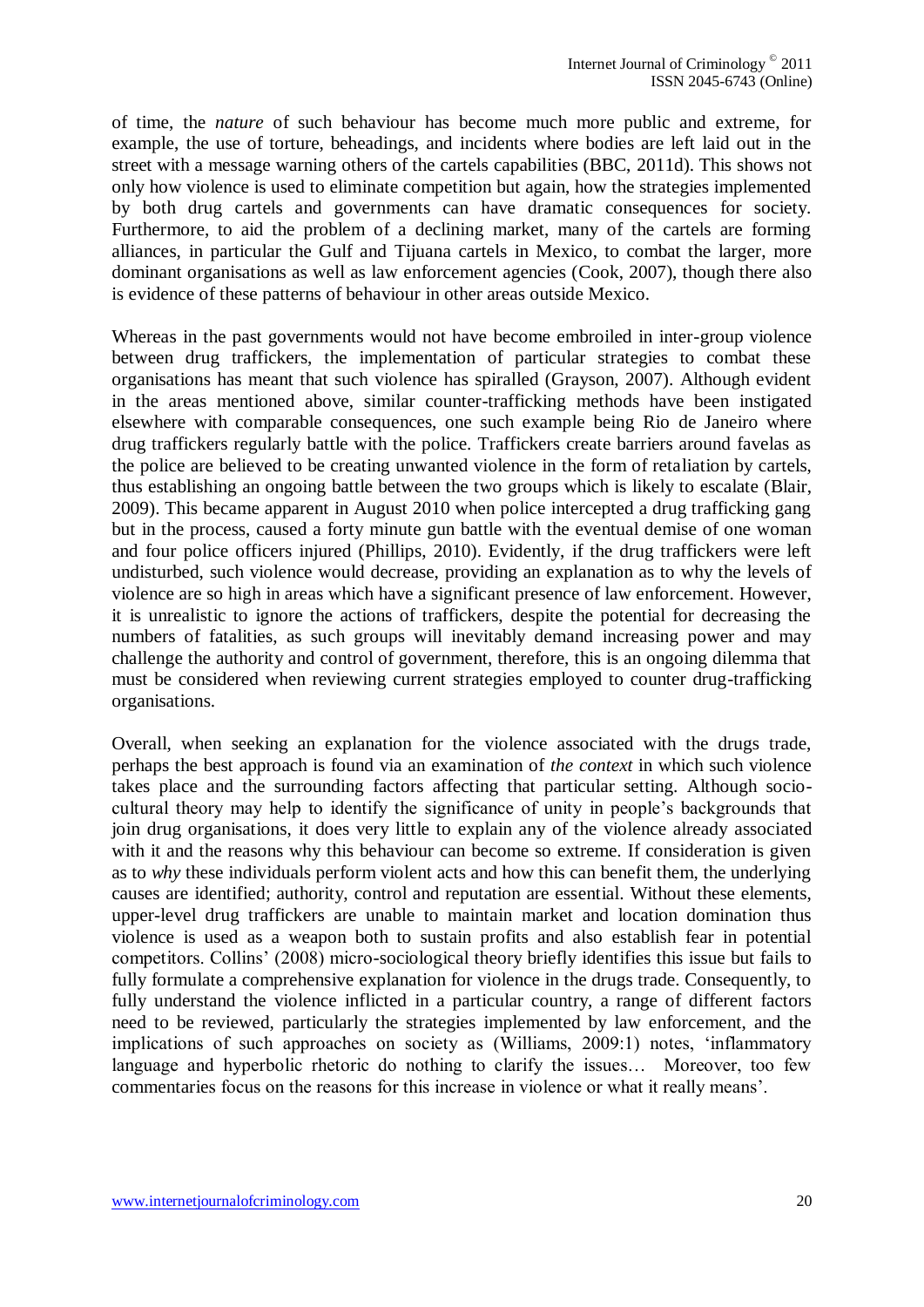of time, the *nature* of such behaviour has become much more public and extreme, for example, the use of torture, beheadings, and incidents where bodies are left laid out in the street with a message warning others of the cartels capabilities (BBC, 2011d). This shows not only how violence is used to eliminate competition but again, how the strategies implemented by both drug cartels and governments can have dramatic consequences for society. Furthermore, to aid the problem of a declining market, many of the cartels are forming alliances, in particular the Gulf and Tijuana cartels in Mexico, to combat the larger, more dominant organisations as well as law enforcement agencies (Cook, 2007), though there also is evidence of these patterns of behaviour in other areas outside Mexico.

Whereas in the past governments would not have become embroiled in inter-group violence between drug traffickers, the implementation of particular strategies to combat these organisations has meant that such violence has spiralled (Grayson, 2007). Although evident in the areas mentioned above, similar counter-trafficking methods have been instigated elsewhere with comparable consequences, one such example being Rio de Janeiro where drug traffickers regularly battle with the police. Traffickers create barriers around favelas as the police are believed to be creating unwanted violence in the form of retaliation by cartels, thus establishing an ongoing battle between the two groups which is likely to escalate (Blair, 2009). This became apparent in August 2010 when police intercepted a drug trafficking gang but in the process, caused a forty minute gun battle with the eventual demise of one woman and four police officers injured (Phillips, 2010). Evidently, if the drug traffickers were left undisturbed, such violence would decrease, providing an explanation as to why the levels of violence are so high in areas which have a significant presence of law enforcement. However, it is unrealistic to ignore the actions of traffickers, despite the potential for decreasing the numbers of fatalities, as such groups will inevitably demand increasing power and may challenge the authority and control of government, therefore, this is an ongoing dilemma that must be considered when reviewing current strategies employed to counter drug-trafficking organisations.

Overall, when seeking an explanation for the violence associated with the drugs trade, perhaps the best approach is found via an examination of *the context* in which such violence takes place and the surrounding factors affecting that particular setting. Although socio-cultural theory may help to identify the significance of unity in people's backgrounds that join drug organisations, it does very little to explain any of the violence already associated with it and the reasons why this behaviour can become so extreme. If consideration is given as to *why* these individuals perform violent acts and how this can benefit them, the underlying causes are identified; authority, control and reputation are essential. Without these elements, upper-level drug traffickers are unable to maintain market and location domination thus violence is used as a weapon both to sustain profits and also establish fear in potential competitors. Collins' (2008) micro-sociological theory briefly identifies this issue but fails to fully formulate a comprehensive explanation for violence in the drugs trade. Consequently, to fully understand the violence inflicted in a particular country, a range of different factors need to be reviewed, particularly the strategies implemented by law enforcement, and the implications of such approaches on society as (Williams, 2009:1) notes, 'inflammatory language and hyperbolic rhetoric do nothing to clarify the issues… Moreover, too few commentaries focus on the reasons for this increase in violence or what it really means'.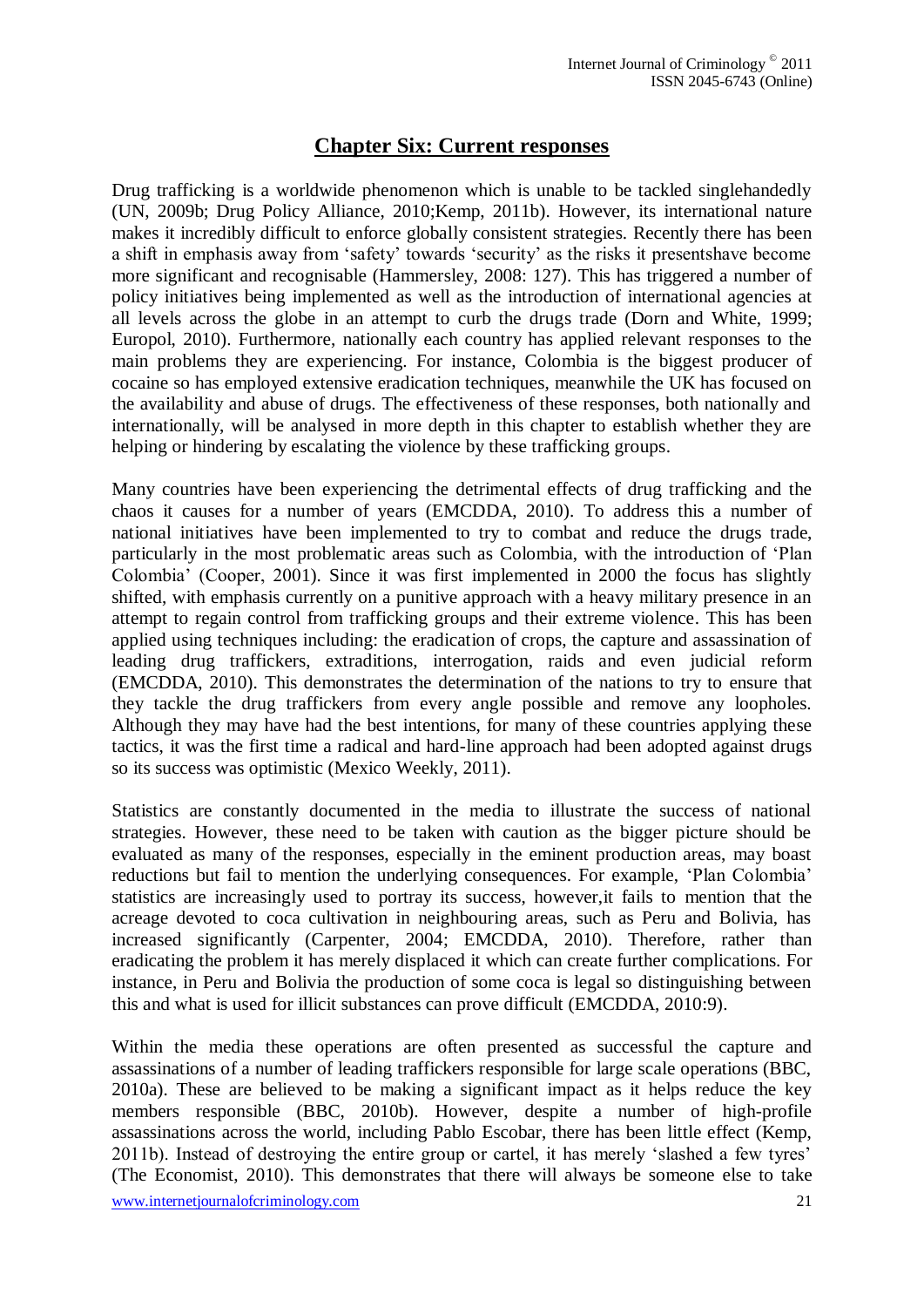## Chapter Six: Current responses

Drug trafficking is a worldwide phenomenon which is unable to be tackled singlehandedly (UN, 2009b; Drug Policy Alliance, 2010;Kemp, 2011b). However, its international nature makes it incredibly difficult to enforce globally consistent strategies. Recently there has been a shift in emphasis away from 'safety' towards 'security' as the risks it presentshave become more significant and recognisable (Hammersley, 2008: 127). This has triggered a number of policy initiatives being implemented as well as the introduction of international agencies at all levels across the globe in an attempt to curb the drugs trade (Dorn and White, 1999; Europol, 2010). Furthermore, nationally each country has applied relevant responses to the main problems they are experiencing. For instance, Colombia is the biggest producer of cocaine so has employed extensive eradication techniques, meanwhile the UK has focused on the availability and abuse of drugs. The effectiveness of these responses, both nationally and internationally, will be analysed in more depth in this chapter to establish whether they are helping or hindering by escalating the violence by these trafficking groups.

Many countries have been experiencing the detrimental effects of drug trafficking and the chaos it causes for a number of years (EMCDDA, 2010). To address this a number of national initiatives have been implemented to try to combat and reduce the drugs trade, particularly in the most problematic areas such as Colombia, with the introduction of 'Plan Colombia' (Cooper, 2001). Since it was first implemented in 2000 the focus has slightly shifted, with emphasis currently on a punitive approach with a heavy military presence in an attempt to regain control from trafficking groups and their extreme violence. This has been applied using techniques including: the eradication of crops, the capture and assassination of leading drug traffickers, extraditions, interrogation, raids and even judicial reform (EMCDDA, 2010). This demonstrates the determination of the nations to try to ensure that they tackle the drug traffickers from every angle possible and remove any loopholes. Although they may have had the best intentions, for many of these countries applying these tactics, it was the first time a radical and hard-line approach had been adopted against drugs so its success was optimistic (Mexico Weekly, 2011).

Statistics are constantly documented in the media to illustrate the success of national strategies. However, these need to be taken with caution as the bigger picture should be evaluated as many of the responses, especially in the eminent production areas, may boast reductions but fail to mention the underlying consequences. For example, 'Plan Colombia' statistics are increasingly used to portray its success, however,it fails to mention that the acreage devoted to coca cultivation in neighbouring areas, such as Peru and Bolivia, has increased significantly (Carpenter, 2004; EMCDDA, 2010). Therefore, rather than eradicating the problem it has merely displaced it which can create further complications. For instance, in Peru and Bolivia the production of some coca is legal so distinguishing between this and what is used for illicit substances can prove difficult (EMCDDA, 2010:9).

Within the media these operations are often presented as successful the capture and assassinations of a number of leading traffickers responsible for large scale operations (BBC, 2010a). These are believed to be making a significant impact as it helps reduce the key members responsible (BBC, 2010b). However, despite a number of high-profile assassinations across the world, including Pablo Escobar, there has been little effect (Kemp, 2011b). Instead of destroying the entire group or cartel, it has merely 'slashed a few tyres' (The Economist, 2010). This demonstrates that there will always be someone else to take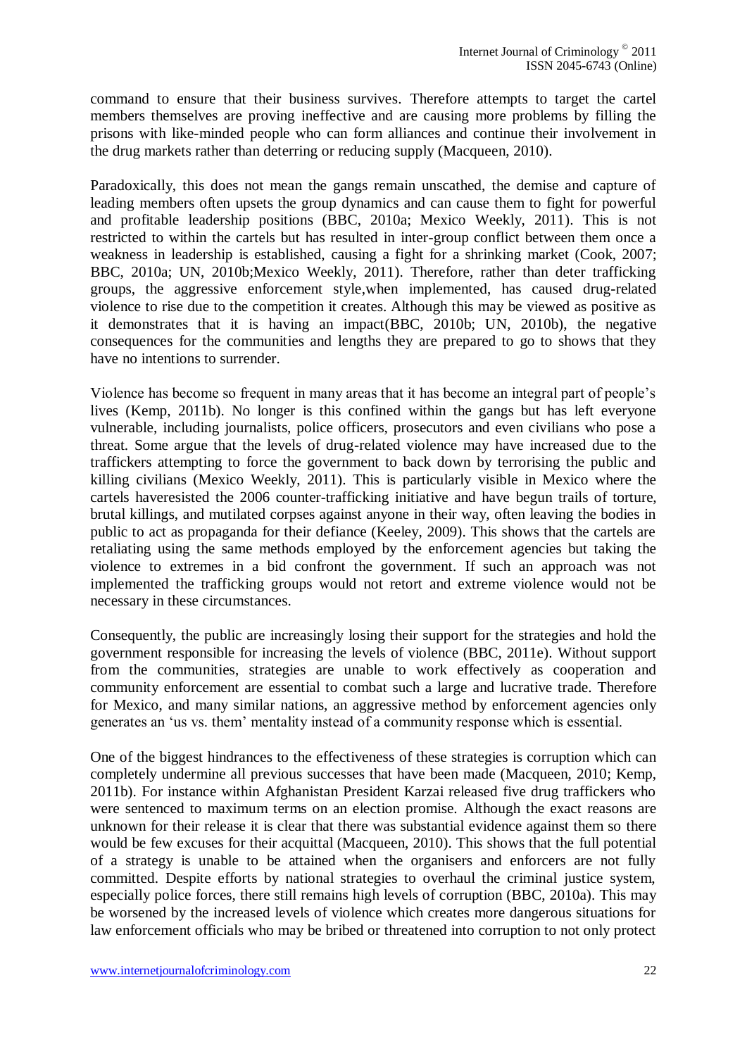command to ensure that their business survives. Therefore attempts to target the cartel members themselves are proving ineffective and are causing more problems by filling the prisons with like-minded people who can form alliances and continue their involvement in the drug markets rather than deterring or reducing supply (Macqueen, 2010).

Paradoxically, this does not mean the gangs remain unscathed, the demise and capture of leading members often upsets the group dynamics and can cause them to fight for powerful and profitable leadership positions (BBC, 2010a; Mexico Weekly, 2011). This is not restricted to within the cartels but has resulted in inter-group conflict between them once a weakness in leadership is established, causing a fight for a shrinking market (Cook, 2007; BBC, 2010a; UN, 2010b;Mexico Weekly, 2011). Therefore, rather than deter trafficking groups, the aggressive enforcement style,when implemented, has caused drug-related violence to rise due to the competition it creates. Although this may be viewed as positive as it demonstrates that it is having an impact(BBC, 2010b; UN, 2010b), the negative consequences for the communities and lengths they are prepared to go to shows that they have no intentions to surrender.

Violence has become so frequent in many areas that it has become an integral part of people's lives (Kemp, 2011b). No longer is this confined within the gangs but has left everyone vulnerable, including journalists, police officers, prosecutors and even civilians who pose a threat. Some argue that the levels of drug-related violence may have increased due to the traffickers attempting to force the government to back down by terrorising the public and killing civilians (Mexico Weekly, 2011). This is particularly visible in Mexico where the cartels haveresisted the 2006 counter-trafficking initiative and have begun trails of torture, brutal killings, and mutilated corpses against anyone in their way, often leaving the bodies in public to act as propaganda for their defiance (Keeley, 2009). This shows that the cartels are retaliating using the same methods employed by the enforcement agencies but taking the violence to extremes in a bid confront the government. If such an approach was not implemented the trafficking groups would not retort and extreme violence would not be necessary in these circumstances.

Consequently, the public are increasingly losing their support for the strategies and hold the government responsible for increasing the levels of violence (BBC, 2011e). Without support from the communities, strategies are unable to work effectively as cooperation and community enforcement are essential to combat such a large and lucrative trade. Therefore for Mexico, and many similar nations, an aggressive method by enforcement agencies only generates an 'us vs. them' mentality instead of a community response which is essential.

One of the biggest hindrances to the effectiveness of these strategies is corruption which can completely undermine all previous successes that have been made (Macqueen, 2010; Kemp, 2011b). For instance within Afghanistan President Karzai released five drug traffickers who were sentenced to maximum terms on an election promise. Although the exact reasons are unknown for their release it is clear that there was substantial evidence against them so there would be few excuses for their acquittal (Macqueen, 2010). This shows that the full potential of a strategy is unable to be attained when the organisers and enforcers are not fully committed. Despite efforts by national strategies to overhaul the criminal justice system, especially police forces, there still remains high levels of corruption (BBC, 2010a). This may be worsened by the increased levels of violence which creates more dangerous situations for law enforcement officials who may be bribed or threatened into corruption to not only protect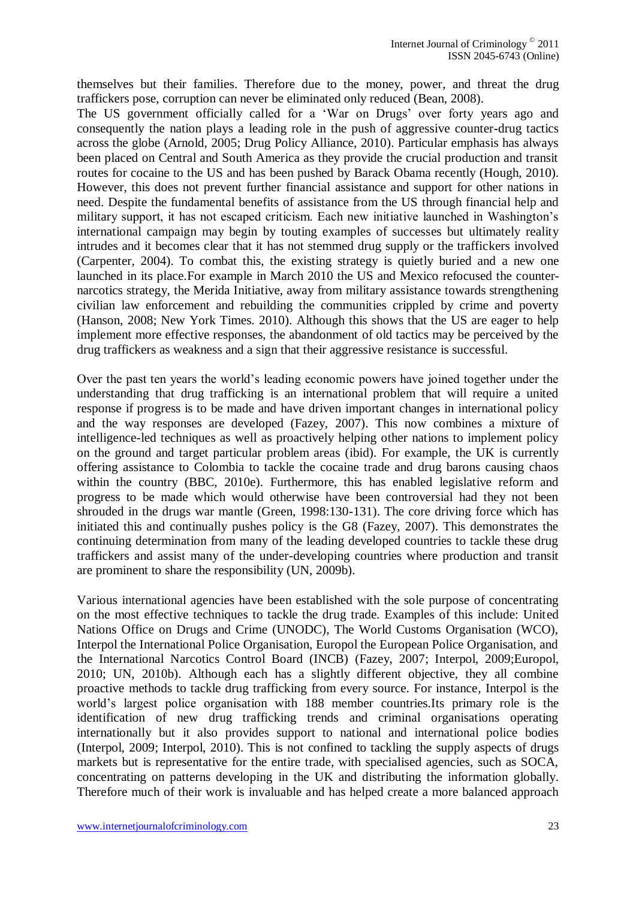themselves but their families. Therefore due to the money, power, and threat the drug traffickers pose, corruption can never be eliminated only reduced (Bean, 2008).
The US government officially called for a 'War on Drugs' over forty years ago and consequently the nation plays a leading role in the push of aggressive counter-drug tactics across the globe (Arnold, 2005; Drug Policy Alliance, 2010). Particular emphasis has always been placed on Central and South America as they provide the crucial production and transit routes for cocaine to the US and has been pushed by Barack Obama recently (Hough, 2010). However, this does not prevent further financial assistance and support for other nations in need. Despite the fundamental benefits of assistance from the US through financial help and military support, it has not escaped criticism. Each new initiative launched in Washington's international campaign may begin by touting examples of successes but ultimately reality intrudes and it becomes clear that it has not stemmed drug supply or the traffickers involved (Carpenter, 2004). To combat this, the existing strategy is quietly buried and a new one launched in its place.For example in March 2010 the US and Mexico refocused the counter-narcotics strategy, the Merida Initiative, away from military assistance towards strengthening civilian law enforcement and rebuilding the communities crippled by crime and poverty (Hanson, 2008; New York Times. 2010). Although this shows that the US are eager to help implement more effective responses, the abandonment of old tactics may be perceived by the drug traffickers as weakness and a sign that their aggressive resistance is successful.

Over the past ten years the world's leading economic powers have joined together under the understanding that drug trafficking is an international problem that will require a united response if progress is to be made and have driven important changes in international policy and the way responses are developed (Fazey, 2007). This now combines a mixture of intelligence-led techniques as well as proactively helping other nations to implement policy on the ground and target particular problem areas (ibid). For example, the UK is currently offering assistance to Colombia to tackle the cocaine trade and drug barons causing chaos within the country (BBC, 2010e). Furthermore, this has enabled legislative reform and progress to be made which would otherwise have been controversial had they not been shrouded in the drugs war mantle (Green, 1998:130-131). The core driving force which has initiated this and continually pushes policy is the G8 (Fazey, 2007). This demonstrates the continuing determination from many of the leading developed countries to tackle these drug traffickers and assist many of the under-developing countries where production and transit are prominent to share the responsibility (UN, 2009b).

Various international agencies have been established with the sole purpose of concentrating on the most effective techniques to tackle the drug trade. Examples of this include: United Nations Office on Drugs and Crime (UNODC), The World Customs Organisation (WCO), Interpol the International Police Organisation, Europol the European Police Organisation, and the International Narcotics Control Board (INCB) (Fazey, 2007; Interpol, 2009;Europol, 2010; UN, 2010b). Although each has a slightly different objective, they all combine proactive methods to tackle drug trafficking from every source. For instance, Interpol is the world's largest police organisation with 188 member countries.Its primary role is the identification of new drug trafficking trends and criminal organisations operating internationally but it also provides support to national and international police bodies (Interpol, 2009; Interpol, 2010). This is not confined to tackling the supply aspects of drugs markets but is representative for the entire trade, with specialised agencies, such as SOCA, concentrating on patterns developing in the UK and distributing the information globally. Therefore much of their work is invaluable and has helped create a more balanced approach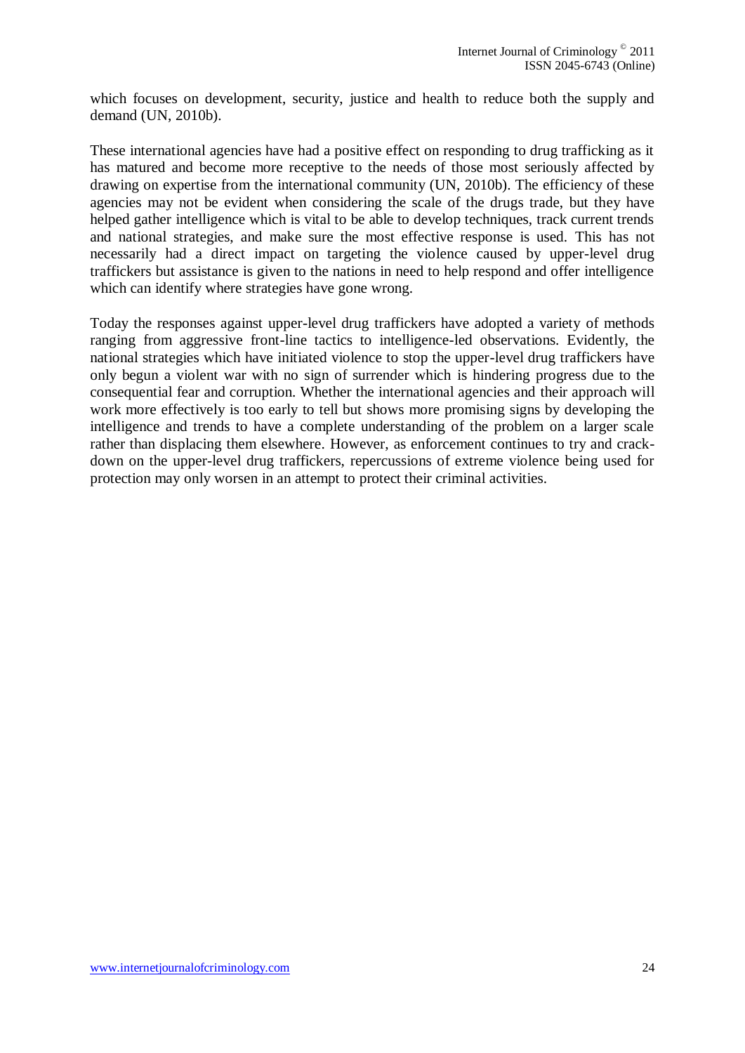which focuses on development, security, justice and health to reduce both the supply and demand (UN, 2010b).

These international agencies have had a positive effect on responding to drug trafficking as it has matured and become more receptive to the needs of those most seriously affected by drawing on expertise from the international community (UN, 2010b). The efficiency of these agencies may not be evident when considering the scale of the drugs trade, but they have helped gather intelligence which is vital to be able to develop techniques, track current trends and national strategies, and make sure the most effective response is used. This has not necessarily had a direct impact on targeting the violence caused by upper-level drug traffickers but assistance is given to the nations in need to help respond and offer intelligence which can identify where strategies have gone wrong.

Today the responses against upper-level drug traffickers have adopted a variety of methods ranging from aggressive front-line tactics to intelligence-led observations. Evidently, the national strategies which have initiated violence to stop the upper-level drug traffickers have only begun a violent war with no sign of surrender which is hindering progress due to the consequential fear and corruption. Whether the international agencies and their approach will work more effectively is too early to tell but shows more promising signs by developing the intelligence and trends to have a complete understanding of the problem on a larger scale rather than displacing them elsewhere. However, as enforcement continues to try and crack-down on the upper-level drug traffickers, repercussions of extreme violence being used for protection may only worsen in an attempt to protect their criminal activities.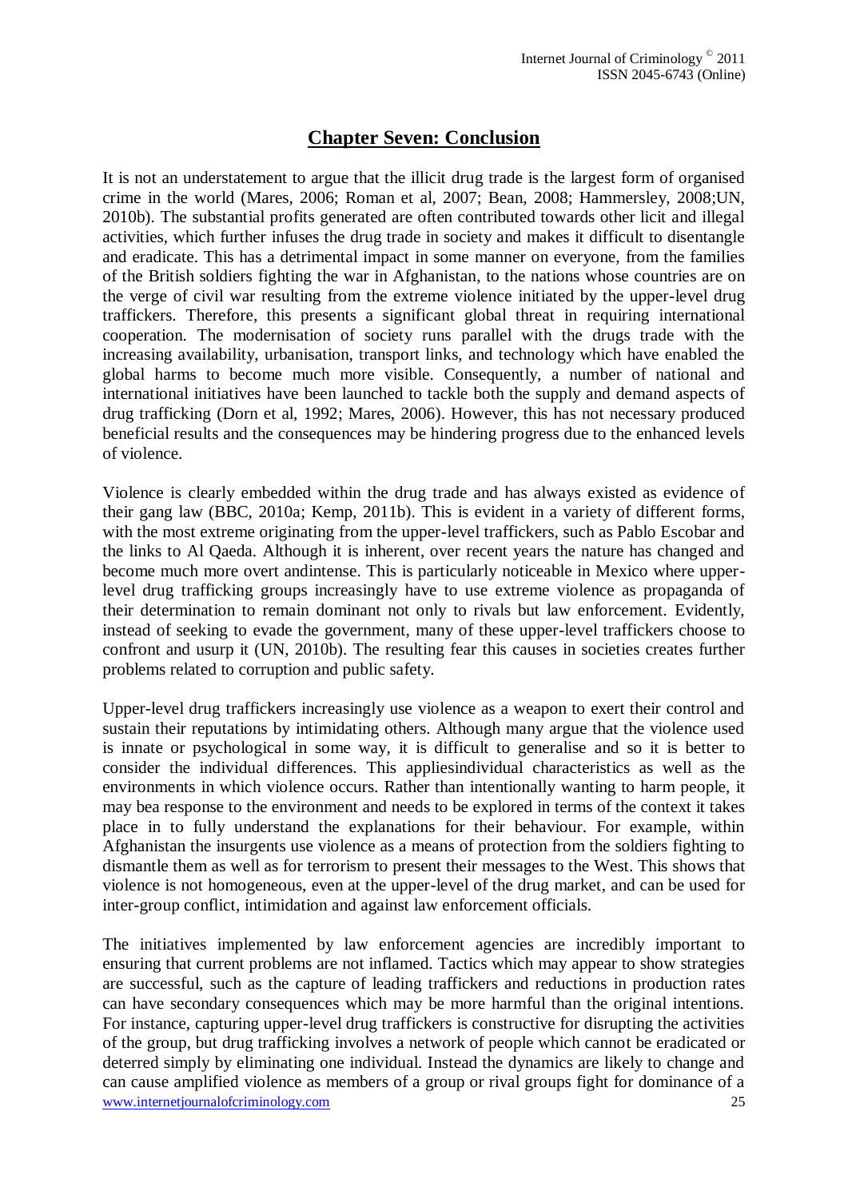# Chapter Seven: Conclusion

It is not an understatement to argue that the illicit drug trade is the largest form of organised crime in the world (Mares, 2006; Roman et al, 2007; Bean, 2008; Hammersley, 2008;UN, 2010b). The substantial profits generated are often contributed towards other licit and illegal activities, which further infuses the drug trade in society and makes it difficult to disentangle and eradicate. This has a detrimental impact in some manner on everyone, from the families of the British soldiers fighting the war in Afghanistan, to the nations whose countries are on the verge of civil war resulting from the extreme violence initiated by the upper-level drug traffickers. Therefore, this presents a significant global threat in requiring international cooperation. The modernisation of society runs parallel with the drugs trade with the increasing availability, urbanisation, transport links, and technology which have enabled the global harms to become much more visible. Consequently, a number of national and international initiatives have been launched to tackle both the supply and demand aspects of drug trafficking (Dorn et al, 1992; Mares, 2006). However, this has not necessary produced beneficial results and the consequences may be hindering progress due to the enhanced levels of violence.

Violence is clearly embedded within the drug trade and has always existed as evidence of their gang law (BBC, 2010a; Kemp, 2011b). This is evident in a variety of different forms, with the most extreme originating from the upper-level traffickers, such as Pablo Escobar and the links to Al Qaeda. Although it is inherent, over recent years the nature has changed and become much more overt andintense. This is particularly noticeable in Mexico where upper-level drug trafficking groups increasingly have to use extreme violence as propaganda of their determination to remain dominant not only to rivals but law enforcement. Evidently, instead of seeking to evade the government, many of these upper-level traffickers choose to confront and usurp it (UN, 2010b). The resulting fear this causes in societies creates further problems related to corruption and public safety.

Upper-level drug traffickers increasingly use violence as a weapon to exert their control and sustain their reputations by intimidating others. Although many argue that the violence used is innate or psychological in some way, it is difficult to generalise and so it is better to consider the individual differences. This appliesindividual characteristics as well as the environments in which violence occurs. Rather than intentionally wanting to harm people, it may bea response to the environment and needs to be explored in terms of the context it takes place in to fully understand the explanations for their behaviour. For example, within Afghanistan the insurgents use violence as a means of protection from the soldiers fighting to dismantle them as well as for terrorism to present their messages to the West. This shows that violence is not homogeneous, even at the upper-level of the drug market, and can be used for inter-group conflict, intimidation and against law enforcement officials.

The initiatives implemented by law enforcement agencies are incredibly important to ensuring that current problems are not inflamed. Tactics which may appear to show strategies are successful, such as the capture of leading traffickers and reductions in production rates can have secondary consequences which may be more harmful than the original intentions. For instance, capturing upper-level drug traffickers is constructive for disrupting the activities of the group, but drug trafficking involves a network of people which cannot be eradicated or deterred simply by eliminating one individual. Instead the dynamics are likely to change and can cause amplified violence as members of a group or rival groups fight for dominance of a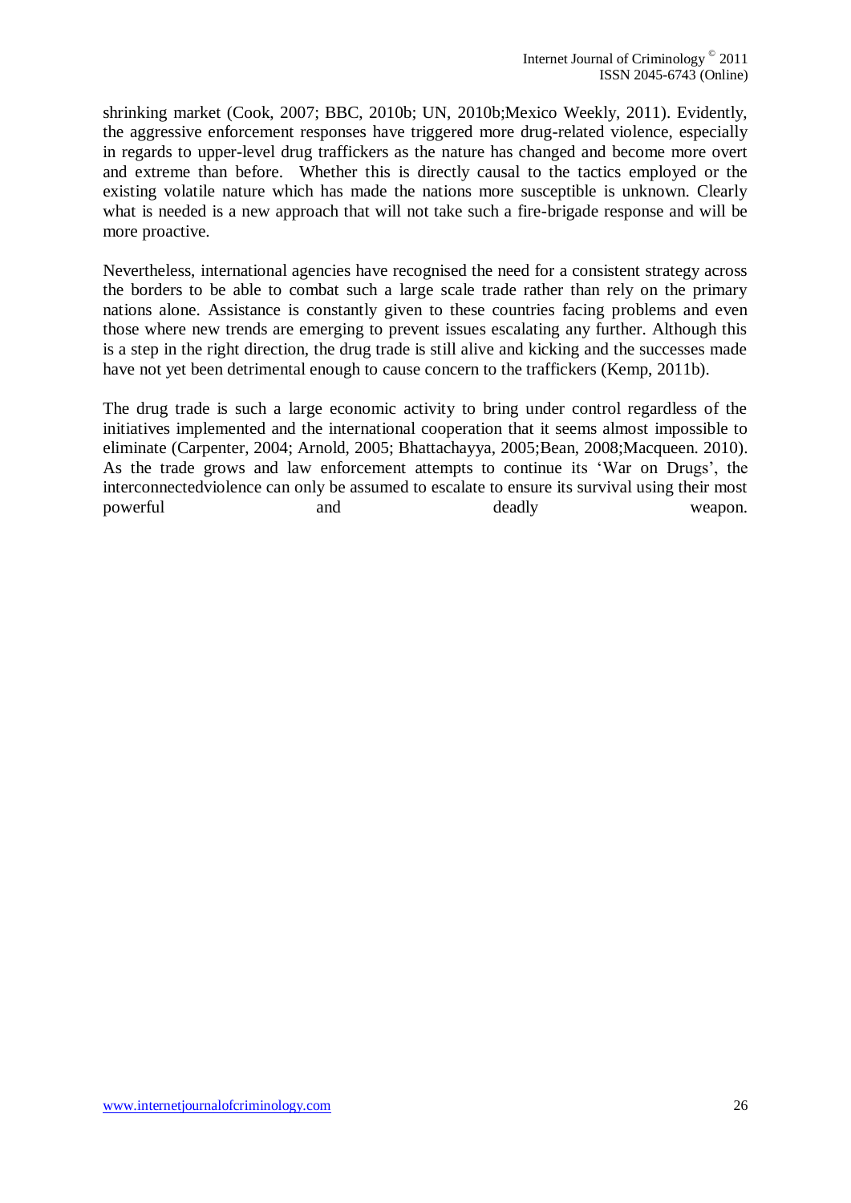shrinking market (Cook, 2007; BBC, 2010b; UN, 2010b;Mexico Weekly, 2011). Evidently, the aggressive enforcement responses have triggered more drug-related violence, especially in regards to upper-level drug traffickers as the nature has changed and become more overt and extreme than before. Whether this is directly causal to the tactics employed or the existing volatile nature which has made the nations more susceptible is unknown. Clearly what is needed is a new approach that will not take such a fire-brigade response and will be more proactive.

Nevertheless, international agencies have recognised the need for a consistent strategy across the borders to be able to combat such a large scale trade rather than rely on the primary nations alone. Assistance is constantly given to these countries facing problems and even those where new trends are emerging to prevent issues escalating any further. Although this is a step in the right direction, the drug trade is still alive and kicking and the successes made have not yet been detrimental enough to cause concern to the traffickers (Kemp, 2011b).

The drug trade is such a large economic activity to bring under control regardless of the initiatives implemented and the international cooperation that it seems almost impossible to eliminate (Carpenter, 2004; Arnold, 2005; Bhattachayya, 2005;Bean, 2008;Macqueen. 2010). As the trade grows and law enforcement attempts to continue its 'War on Drugs', the interconnectedviolence can only be assumed to escalate to ensure its survival using their most powerful and deadly weapon.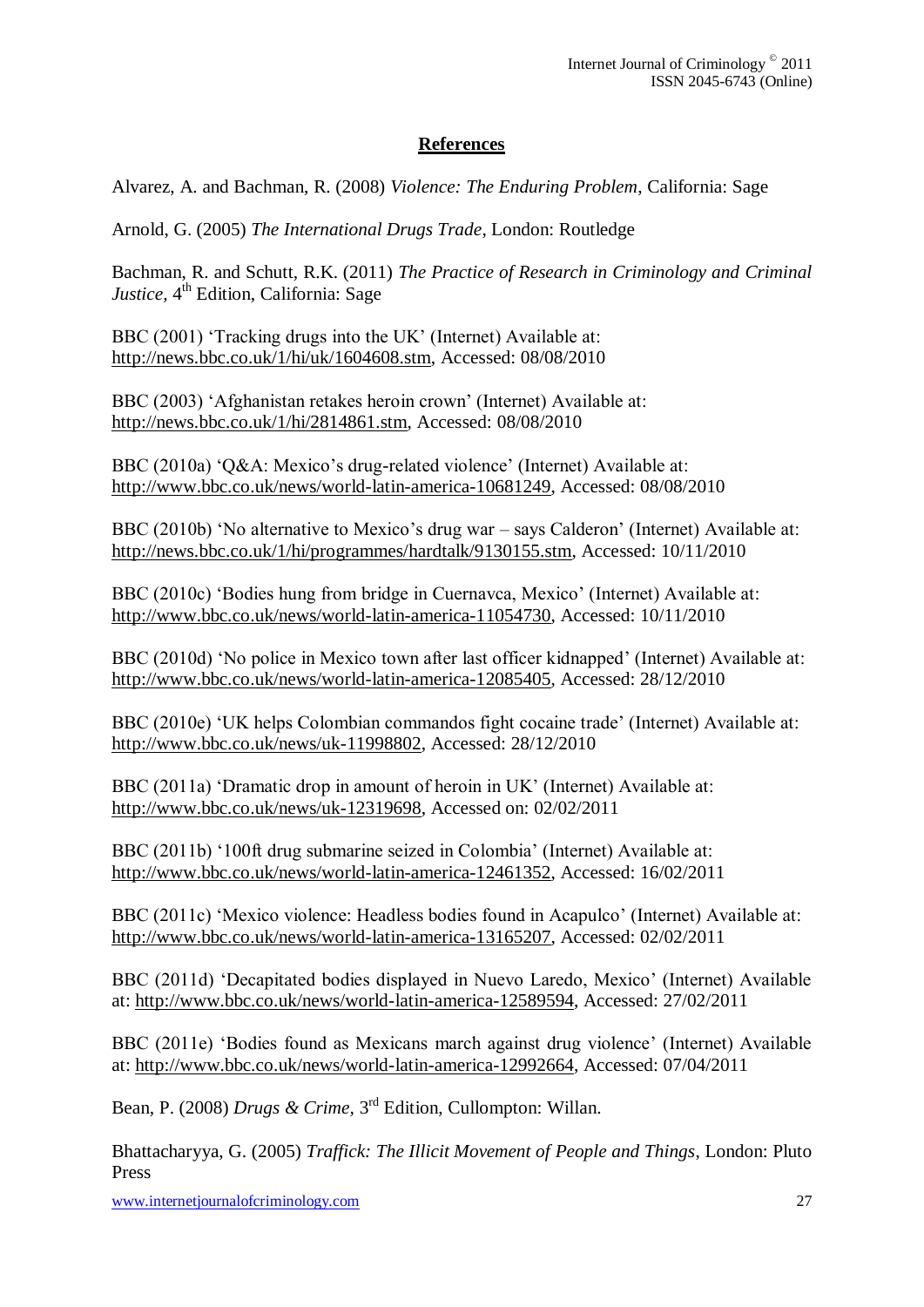## References

Alvarez, A. and Bachman, R. (2008) *Violence: The Enduring Problem*, California: Sage

Arnold, G. (2005) *The International Drugs Trade*, London: Routledge

Bachman, R. and Schutt, R.K. (2011) *The Practice of Research in Criminology and Criminal Justice*, 4th Edition, California: Sage

BBC (2001) 'Tracking drugs into the UK' (Internet) Available at: http://news.bbc.co.uk/1/hi/uk/1604608.stm, Accessed: 08/08/2010

BBC (2003) 'Afghanistan retakes heroin crown' (Internet) Available at: http://news.bbc.co.uk/1/hi/2814861.stm, Accessed: 08/08/2010

BBC (2010a) 'Q&A: Mexico's drug-related violence' (Internet) Available at: http://www.bbc.co.uk/news/world-latin-america-10681249, Accessed: 08/08/2010

BBC (2010b) 'No alternative to Mexico's drug war – says Calderon' (Internet) Available at: http://news.bbc.co.uk/1/hi/programmes/hardtalk/9130155.stm, Accessed: 10/11/2010

BBC (2010c) 'Bodies hung from bridge in Cuernavca, Mexico' (Internet) Available at: http://www.bbc.co.uk/news/world-latin-america-11054730, Accessed: 10/11/2010

BBC (2010d) 'No police in Mexico town after last officer kidnapped' (Internet) Available at: http://www.bbc.co.uk/news/world-latin-america-12085405, Accessed: 28/12/2010

BBC (2010e) 'UK helps Colombian commandos fight cocaine trade' (Internet) Available at: http://www.bbc.co.uk/news/uk-11998802, Accessed: 28/12/2010

BBC (2011a) 'Dramatic drop in amount of heroin in UK' (Internet) Available at: http://www.bbc.co.uk/news/uk-12319698, Accessed on: 02/02/2011

BBC (2011b) '100ft drug submarine seized in Colombia' (Internet) Available at: http://www.bbc.co.uk/news/world-latin-america-12461352, Accessed: 16/02/2011

BBC (2011c) 'Mexico violence: Headless bodies found in Acapulco' (Internet) Available at: http://www.bbc.co.uk/news/world-latin-america-13165207, Accessed: 02/02/2011

BBC (2011d) 'Decapitated bodies displayed in Nuevo Laredo, Mexico' (Internet) Available at: http://www.bbc.co.uk/news/world-latin-america-12589594, Accessed: 27/02/2011

BBC (2011e) 'Bodies found as Mexicans march against drug violence' (Internet) Available at: http://www.bbc.co.uk/news/world-latin-america-12992664, Accessed: 07/04/2011

Bean, P. (2008) *Drugs & Crime*, 3rd Edition, Cullompton: Willan.

Bhattacharyya, G. (2005) *Traffick: The Illicit Movement of People and Things*, London: Pluto Press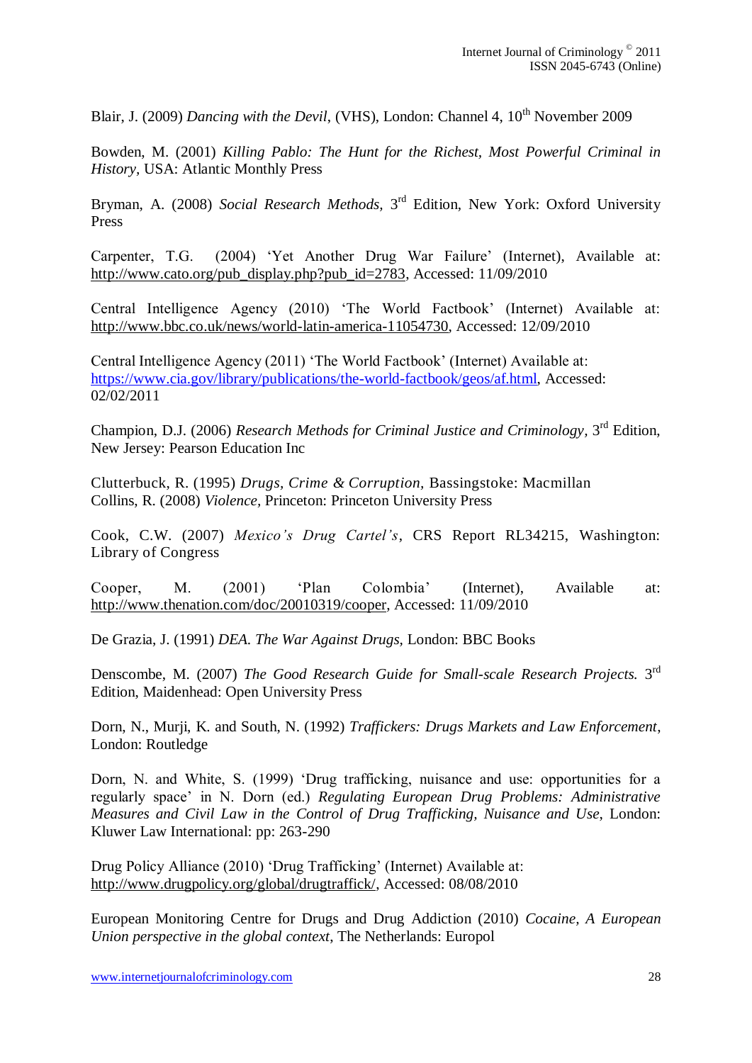Blair, J. (2009) *Dancing with the Devil*, (VHS), London: Channel 4, 10th November 2009

Bowden, M. (2001) *Killing Pablo: The Hunt for the Richest, Most Powerful Criminal in History*, USA: Atlantic Monthly Press

Bryman, A. (2008) *Social Research Methods*, 3rd Edition, New York: Oxford University Press

Carpenter, T.G. (2004) 'Yet Another Drug War Failure' (Internet), Available at: http://www.cato.org/pub_display.php?pub_id=2783, Accessed: 11/09/2010

Central Intelligence Agency (2010) 'The World Factbook' (Internet) Available at: http://www.bbc.co.uk/news/world-latin-america-11054730, Accessed: 12/09/2010

Central Intelligence Agency (2011) 'The World Factbook' (Internet) Available at: https://www.cia.gov/library/publications/the-world-factbook/geos/af.html, Accessed: 02/02/2011

Champion, D.J. (2006) *Research Methods for Criminal Justice and Criminology*, 3rd Edition, New Jersey: Pearson Education Inc

Clutterbuck, R. (1995) *Drugs, Crime & Corruption*, Bassingstoke: Macmillan
Collins, R. (2008) *Violence*, Princeton: Princeton University Press

Cook, C.W. (2007) *Mexico's Drug Cartel's*, CRS Report RL34215, Washington: Library of Congress

Cooper, M. (2001) 'Plan Colombia' (Internet), Available at: http://www.thenation.com/doc/20010319/cooper, Accessed: 11/09/2010

De Grazia, J. (1991) *DEA. The War Against Drugs*, London: BBC Books

Denscombe, M. (2007) *The Good Research Guide for Small-scale Research Projects.* 3rd Edition, Maidenhead: Open University Press

Dorn, N., Murji, K. and South, N. (1992) *Traffickers: Drugs Markets and Law Enforcement*, London: Routledge

Dorn, N. and White, S. (1999) 'Drug trafficking, nuisance and use: opportunities for a regularly space' in N. Dorn (ed.) *Regulating European Drug Problems: Administrative Measures and Civil Law in the Control of Drug Trafficking, Nuisance and Use*, London: Kluwer Law International: pp: 263-290

Drug Policy Alliance (2010) 'Drug Trafficking' (Internet) Available at: http://www.drugpolicy.org/global/drugtraffick/, Accessed: 08/08/2010

European Monitoring Centre for Drugs and Drug Addiction (2010) *Cocaine, A European Union perspective in the global context*, The Netherlands: Europol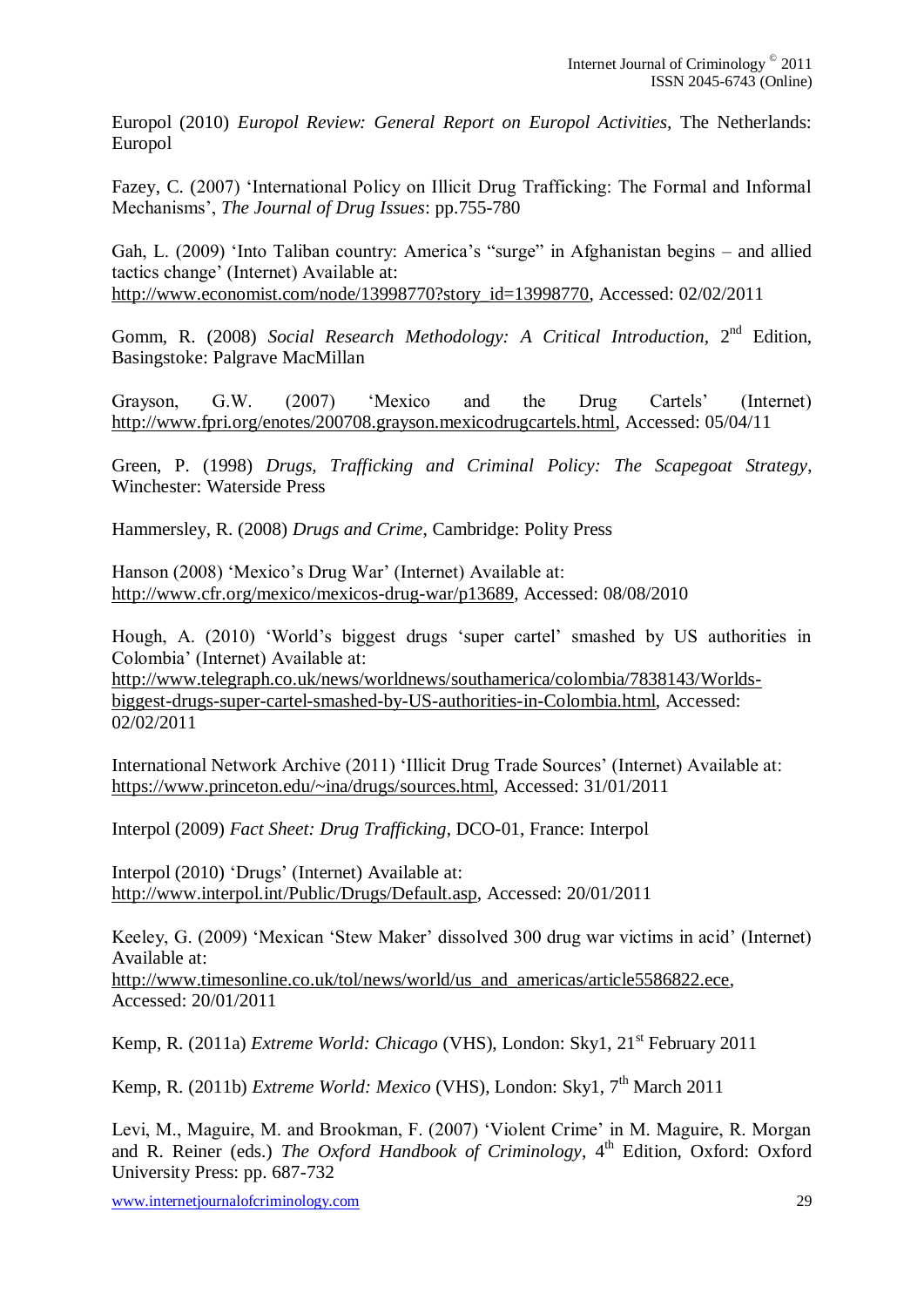Europol (2010) *Europol Review: General Report on Europol Activities*, The Netherlands: Europol

Fazey, C. (2007) 'International Policy on Illicit Drug Trafficking: The Formal and Informal Mechanisms', *The Journal of Drug Issues*: pp.755-780

Gah, L. (2009) 'Into Taliban country: America's "surge" in Afghanistan begins – and allied tactics change' (Internet) Available at: http://www.economist.com/node/13998770?story_id=13998770, Accessed: 02/02/2011

Gomm, R. (2008) *Social Research Methodology: A Critical Introduction*, 2nd Edition, Basingstoke: Palgrave MacMillan

Grayson, G.W. (2007) 'Mexico and the Drug Cartels' (Internet) http://www.fpri.org/enotes/200708.grayson.mexicodrugcartels.html, Accessed: 05/04/11

Green, P. (1998) *Drugs, Trafficking and Criminal Policy: The Scapegoat Strategy*, Winchester: Waterside Press

Hammersley, R. (2008) *Drugs and Crime*, Cambridge: Polity Press

Hanson (2008) 'Mexico's Drug War' (Internet) Available at: http://www.cfr.org/mexico/mexicos-drug-war/p13689, Accessed: 08/08/2010

Hough, A. (2010) 'World's biggest drugs 'super cartel' smashed by US authorities in Colombia' (Internet) Available at: http://www.telegraph.co.uk/news/worldnews/southamerica/colombia/7838143/Worlds-biggest-drugs-super-cartel-smashed-by-US-authorities-in-Colombia.html, Accessed: 02/02/2011

International Network Archive (2011) 'Illicit Drug Trade Sources' (Internet) Available at: https://www.princeton.edu/~ina/drugs/sources.html, Accessed: 31/01/2011

Interpol (2009) *Fact Sheet: Drug Trafficking*, DCO-01, France: Interpol

Interpol (2010) 'Drugs' (Internet) Available at: http://www.interpol.int/Public/Drugs/Default.asp, Accessed: 20/01/2011

Keeley, G. (2009) 'Mexican 'Stew Maker' dissolved 300 drug war victims in acid' (Internet) Available at: http://timesonline.co.uk/tol/news/world/us_and_americas/article5586822.ece, Accessed: 20/01/2011

Kemp, R. (2011a) *Extreme World: Chicago* (VHS), London: Sky1, 21st February 2011

Kemp, R. (2011b) *Extreme World: Mexico* (VHS), London: Sky1, 7th March 2011

Levi, M., Maguire, M. and Brookman, F. (2007) 'Violent Crime' in M. Maguire, R. Morgan and R. Reiner (eds.) *The Oxford Handbook of Criminology*, 4th Edition, Oxford: Oxford University Press: pp. 687-732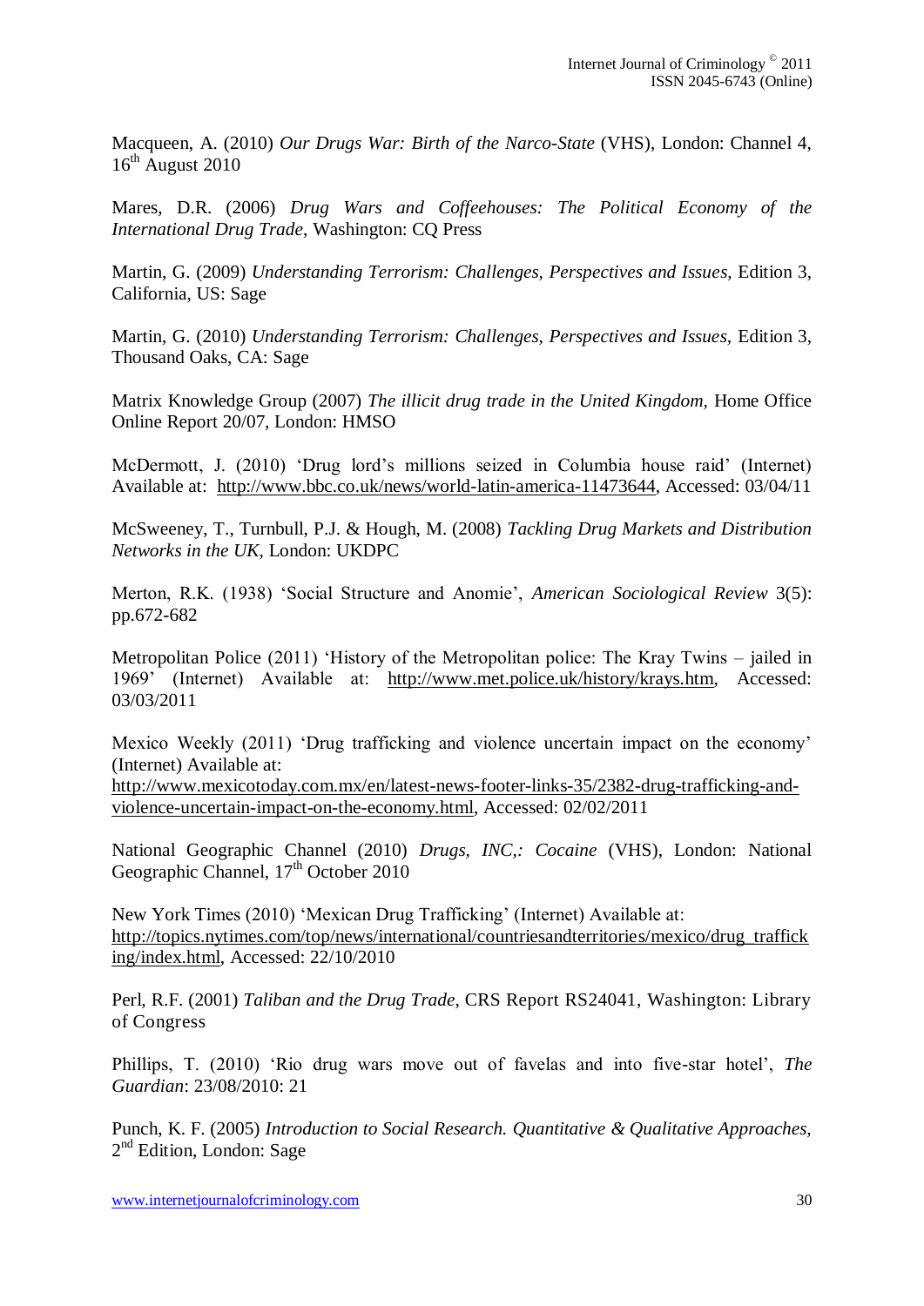Macqueen, A. (2010) *Our Drugs War: Birth of the Narco-State* (VHS), London: Channel 4, 16th August 2010

Mares, D.R. (2006) *Drug Wars and Coffeehouses: The Political Economy of the International Drug Trade*, Washington: CQ Press

Martin, G. (2009) *Understanding Terrorism: Challenges, Perspectives and Issues*, Edition 3, California, US: Sage

Martin, G. (2010) *Understanding Terrorism: Challenges, Perspectives and Issues*, Edition 3, Thousand Oaks, CA: Sage

Matrix Knowledge Group (2007) *The illicit drug trade in the United Kingdom*, Home Office Online Report 20/07, London: HMSO

McDermott, J. (2010) 'Drug lord's millions seized in Columbia house raid' (Internet) Available at: http://www.bbc.co.uk/news/world-latin-america-11473644, Accessed: 03/04/11

McSweeney, T., Turnbull, P.J. & Hough, M. (2008) *Tackling Drug Markets and Distribution Networks in the UK*, London: UKDPC

Merton, R.K. (1938) 'Social Structure and Anomie', *American Sociological Review* 3(5): pp.672-682

Metropolitan Police (2011) 'History of the Metropolitan police: The Kray Twins – jailed in 1969' (Internet) Available at: http://www.met.police.uk/history/krays.htm, Accessed: 03/03/2011

Mexico Weekly (2011) 'Drug trafficking and violence uncertain impact on the economy' (Internet) Available at: http://www.mexicotoday.com.mx/en/latest-news-footer-links-35/2382-drug-trafficking-and-violence-uncertain-impact-on-the-economy.html, Accessed: 02/02/2011

National Geographic Channel (2010) *Drugs, INC,: Cocaine* (VHS), London: National Geographic Channel, 17th October 2010

New York Times (2010) 'Mexican Drug Trafficking' (Internet) Available at: http://topics.nytimes.com/top/news/international/countriesandterritories/mexico/drug_trafficking/index.html, Accessed: 22/10/2010

Perl, R.F. (2001) *Taliban and the Drug Trade*, CRS Report RS24041, Washington: Library of Congress

Phillips, T. (2010) 'Rio drug wars move out of favelas and into five-star hotel', *The Guardian*: 23/08/2010: 21

Punch, K. F. (2005) *Introduction to Social Research. Quantitative & Qualitative Approaches*, 2nd Edition, London: Sage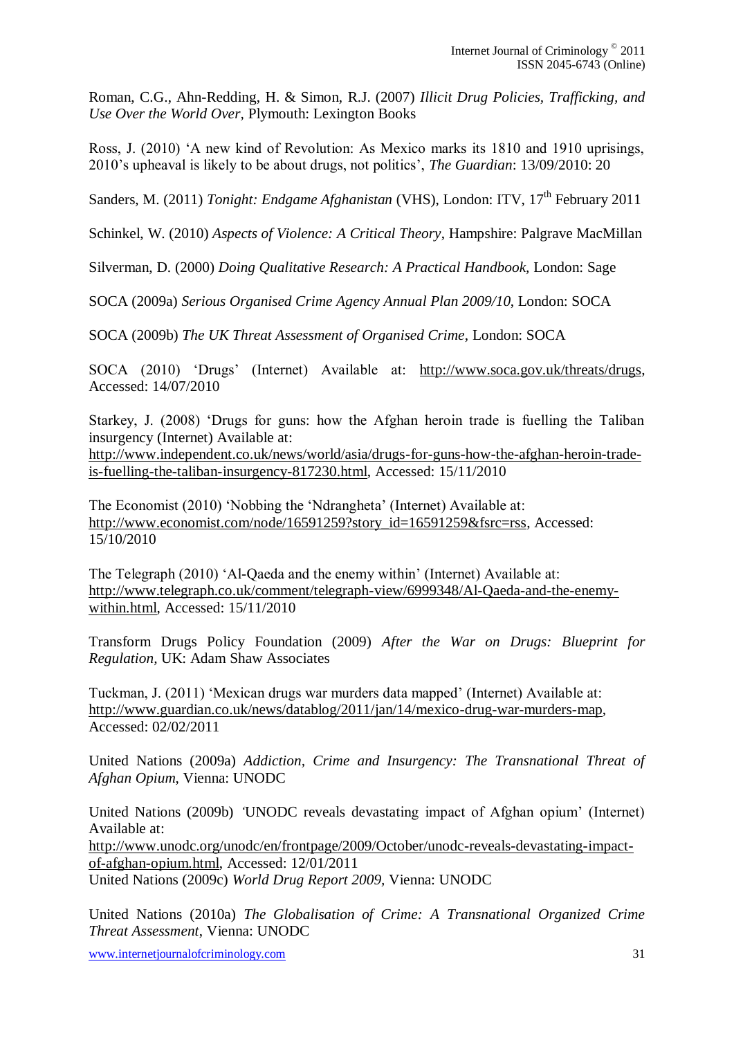Roman, C.G., Ahn-Redding, H. & Simon, R.J. (2007) *Illicit Drug Policies, Trafficking, and Use Over the World Over,* Plymouth: Lexington Books

Ross, J. (2010) 'A new kind of Revolution: As Mexico marks its 1810 and 1910 uprisings, 2010's upheaval is likely to be about drugs, not politics', *The Guardian*: 13/09/2010: 20

Sanders, M. (2011) *Tonight: Endgame Afghanistan* (VHS), London: ITV, 17th February 2011

Schinkel, W. (2010) *Aspects of Violence: A Critical Theory*, Hampshire: Palgrave MacMillan

Silverman, D. (2000) *Doing Qualitative Research: A Practical Handbook,* London: Sage

SOCA (2009a) *Serious Organised Crime Agency Annual Plan 2009/10*, London: SOCA

SOCA (2009b) *The UK Threat Assessment of Organised Crime*, London: SOCA

SOCA (2010) 'Drugs' (Internet) Available at: http://www.soca.gov.uk/threats/drugs, Accessed: 14/07/2010

Starkey, J. (2008) 'Drugs for guns: how the Afghan heroin trade is fuelling the Taliban insurgency (Internet) Available at: http://www.independent.co.uk/news/world/asia/drugs-for-guns-how-the-afghan-heroin-trade-is-fuelling-the-taliban-insurgency-817230.html, Accessed: 15/11/2010

The Economist (2010) 'Nobbing the 'Ndrangheta' (Internet) Available at: http://www.economist.com/node/16591259?story_id=16591259&fsrc=rss, Accessed: 15/10/2010

The Telegraph (2010) 'Al-Qaeda and the enemy within' (Internet) Available at: http://www.telegraph.co.uk/comment/telegraph-view/6999348/Al-Qaeda-and-the-enemy-within.html, Accessed: 15/11/2010

Transform Drugs Policy Foundation (2009) *After the War on Drugs: Blueprint for Regulation,* UK: Adam Shaw Associates

Tuckman, J. (2011) 'Mexican drugs war murders data mapped' (Internet) Available at: http://www.guardian.co.uk/news/datablog/2011/jan/14/mexico-drug-war-murders-map, Accessed: 02/02/2011

United Nations (2009a) *Addiction, Crime and Insurgency: The Transnational Threat of Afghan Opium*, Vienna: UNODC

United Nations (2009b) 'UNODC reveals devastating impact of Afghan opium' (Internet) Available at: http://www.unodc.org/unodc/en/frontpage/2009/October/unodc-reveals-devastating-impact-of-afghan-opium.html, Accessed: 12/01/2011
United Nations (2009c) *World Drug Report 2009,* Vienna: UNODC

United Nations (2010a) *The Globalisation of Crime: A Transnational Organized Crime Threat Assessment*, Vienna: UNODC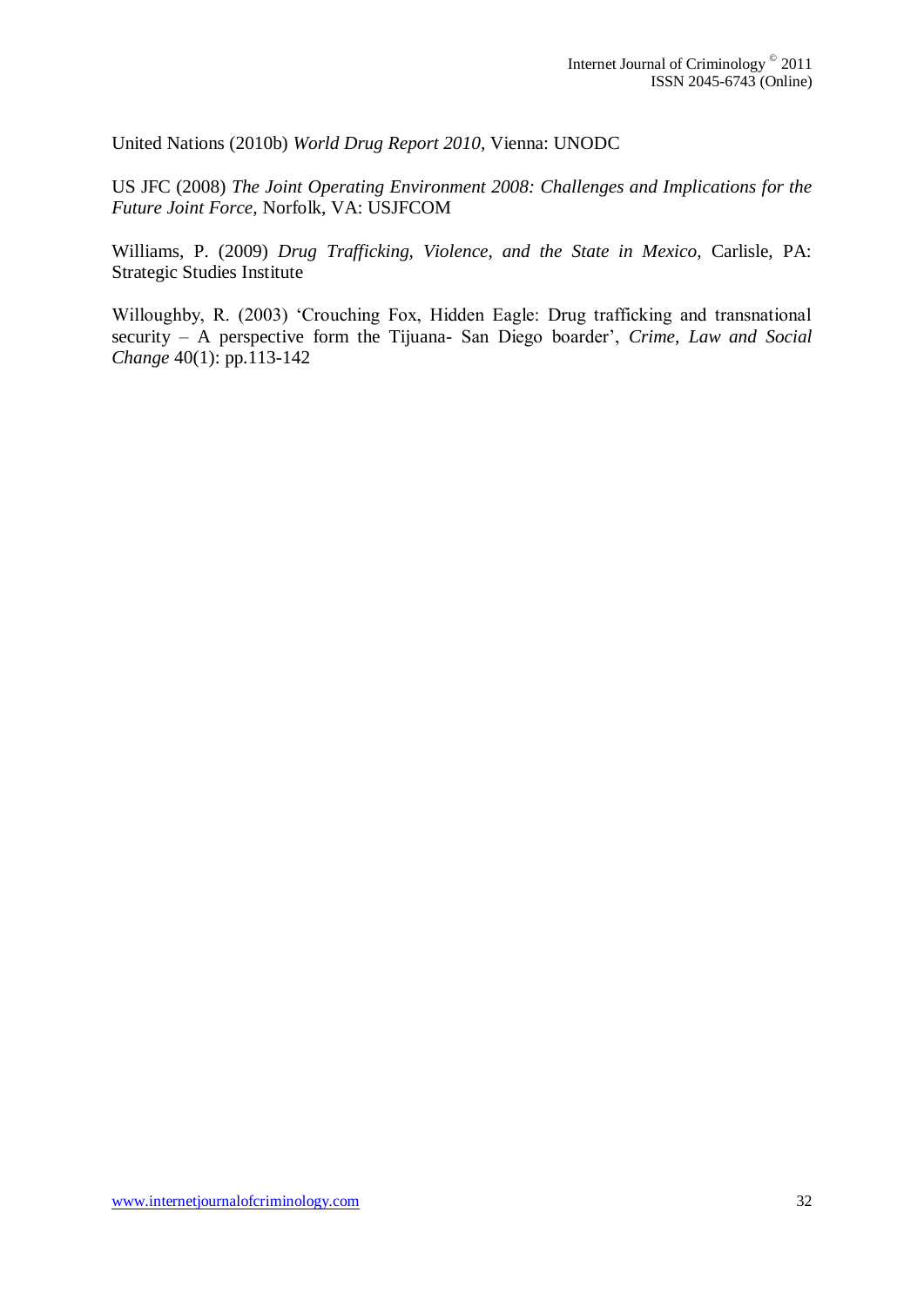United Nations (2010b) *World Drug Report 2010,* Vienna: UNODC

US JFC (2008) *The Joint Operating Environment 2008: Challenges and Implications for the Future Joint Force*, Norfolk, VA: USJFCOM

Williams, P. (2009) *Drug Trafficking, Violence, and the State in Mexico*, Carlisle, PA: Strategic Studies Institute

Willoughby, R. (2003) 'Crouching Fox, Hidden Eagle: Drug trafficking and transnational security – A perspective form the Tijuana- San Diego boarder', *Crime, Law and Social Change* 40(1): pp.113-142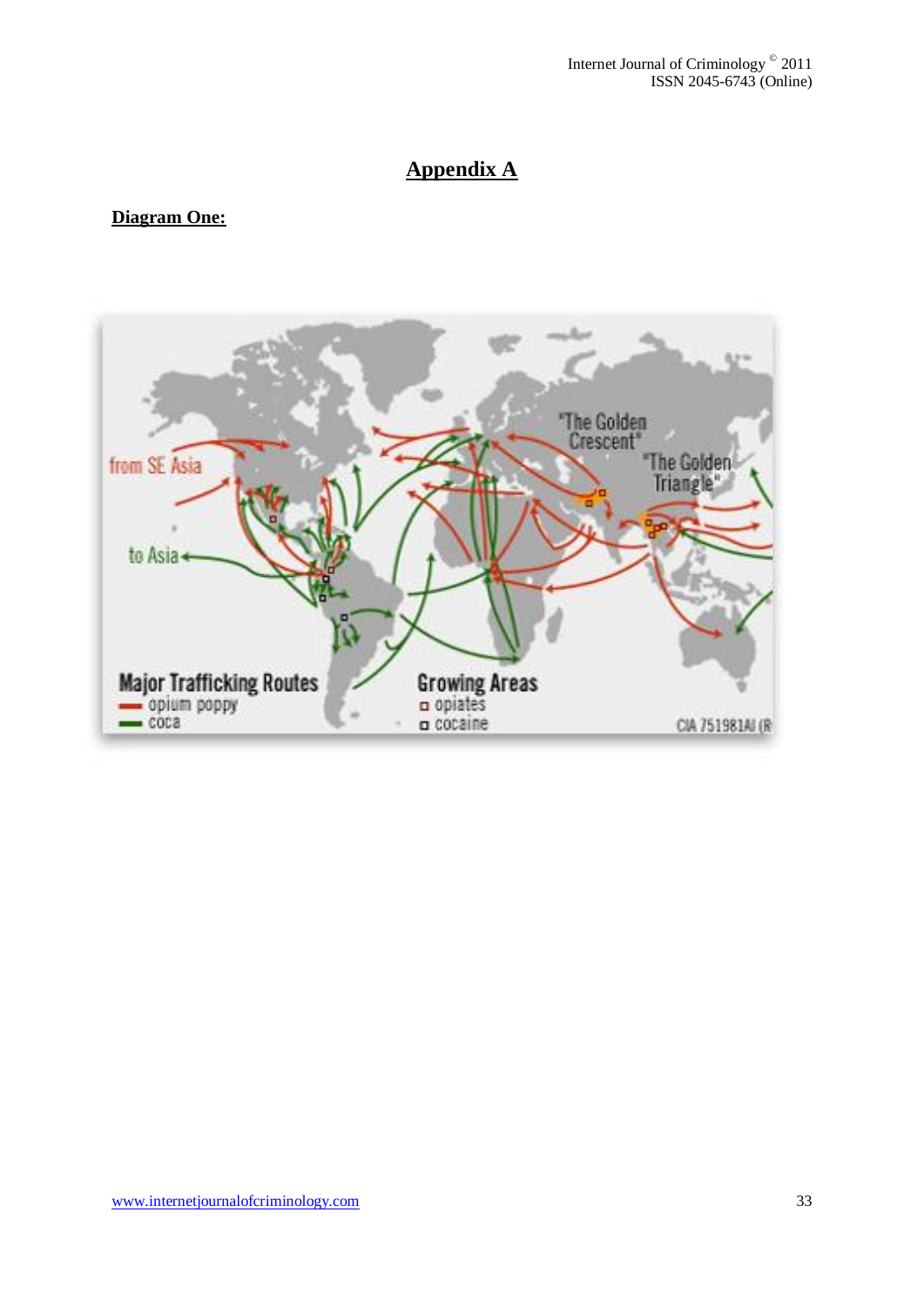# Appendix A

**Diagram One:**

from SE Asia

to Asia

"The Golden Crescent"

"The Golden Triangle"

Major Trafficking Routes

opium poppy

coca

Growing Areas

opiates

cocaine

CIA 751981AI (R